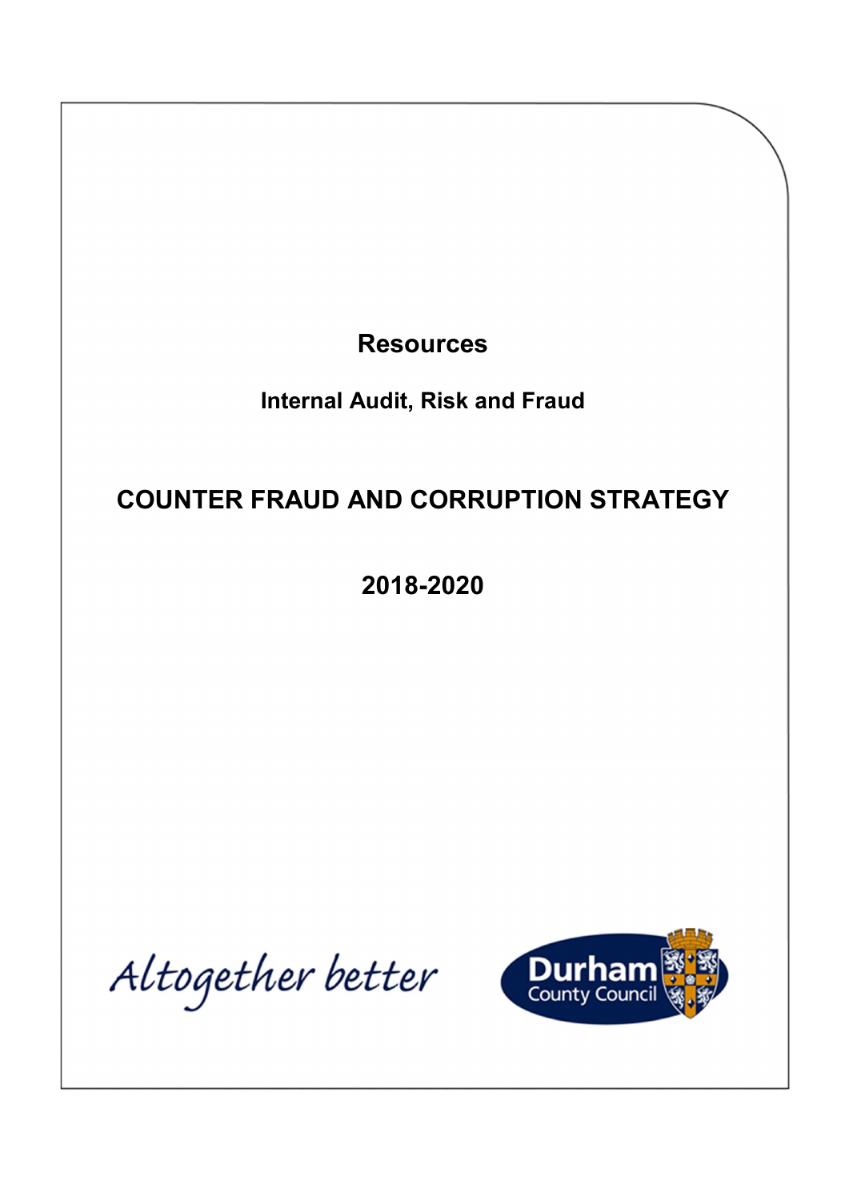**Resources**

**Internal Audit, Risk and Fraud**

# COUNTER FRAUD AND CORRUPTION STRATEGY

**2018-2020**

*Altogether better*

Durham County Council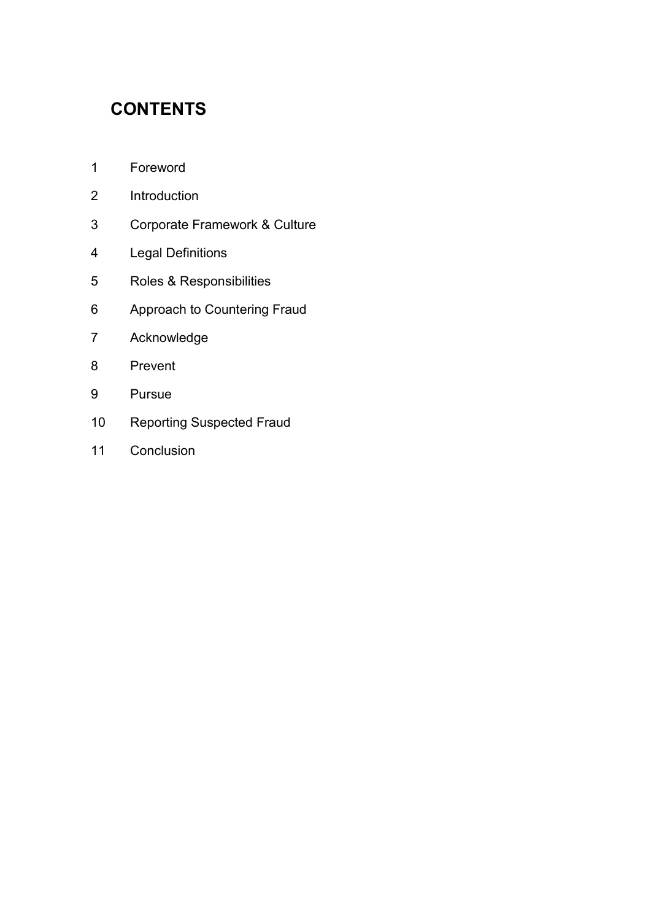# CONTENTS

| | |
|---|---|
| 1 | Foreword |
| 2 | Introduction |
| 3 | Corporate Framework & Culture |
| 4 | Legal Definitions |
| 5 | Roles & Responsibilities |
| 6 | Approach to Countering Fraud |
| 7 | Acknowledge |
| 8 | Prevent |
| 9 | Pursue |
| 10 | Reporting Suspected Fraud |
| 11 | Conclusion |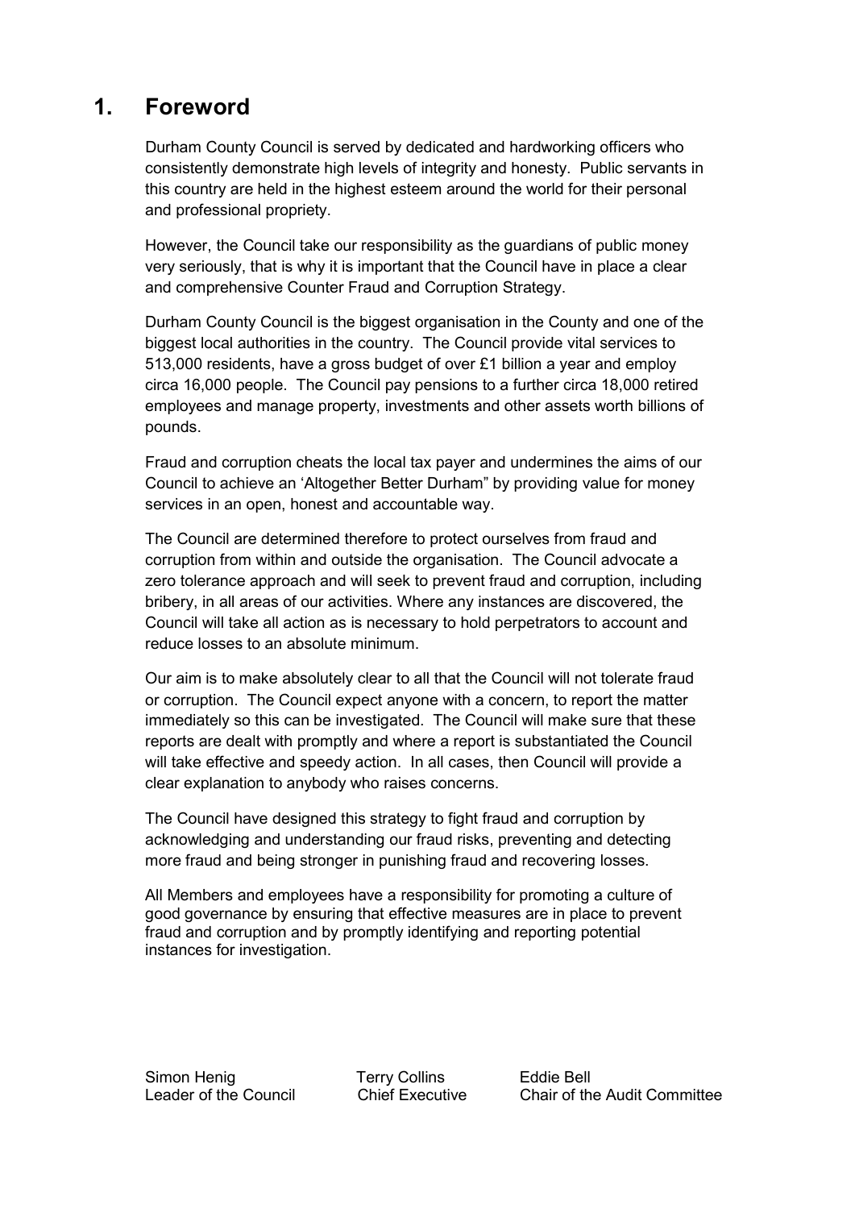# 1. Foreword

Durham County Council is served by dedicated and hardworking officers who consistently demonstrate high levels of integrity and honesty. Public servants in this country are held in the highest esteem around the world for their personal and professional propriety.

However, the Council take our responsibility as the guardians of public money very seriously, that is why it is important that the Council have in place a clear and comprehensive Counter Fraud and Corruption Strategy.

Durham County Council is the biggest organisation in the County and one of the biggest local authorities in the country. The Council provide vital services to 513,000 residents, have a gross budget of over £1 billion a year and employ circa 16,000 people. The Council pay pensions to a further circa 18,000 retired employees and manage property, investments and other assets worth billions of pounds.

Fraud and corruption cheats the local tax payer and undermines the aims of our Council to achieve an 'Altogether Better Durham" by providing value for money services in an open, honest and accountable way.

The Council are determined therefore to protect ourselves from fraud and corruption from within and outside the organisation. The Council advocate a zero tolerance approach and will seek to prevent fraud and corruption, including bribery, in all areas of our activities. Where any instances are discovered, the Council will take all action as is necessary to hold perpetrators to account and reduce losses to an absolute minimum.

Our aim is to make absolutely clear to all that the Council will not tolerate fraud or corruption. The Council expect anyone with a concern, to report the matter immediately so this can be investigated. The Council will make sure that these reports are dealt with promptly and where a report is substantiated the Council will take effective and speedy action. In all cases, then Council will provide a clear explanation to anybody who raises concerns.

The Council have designed this strategy to fight fraud and corruption by acknowledging and understanding our fraud risks, preventing and detecting more fraud and being stronger in punishing fraud and recovering losses.

All Members and employees have a responsibility for promoting a culture of good governance by ensuring that effective measures are in place to prevent fraud and corruption and by promptly identifying and reporting potential instances for investigation.

| Simon Henig | Terry Collins | Eddie Bell |
|---|---|---|
| Leader of the Council | Chief Executive | Chair of the Audit Committee |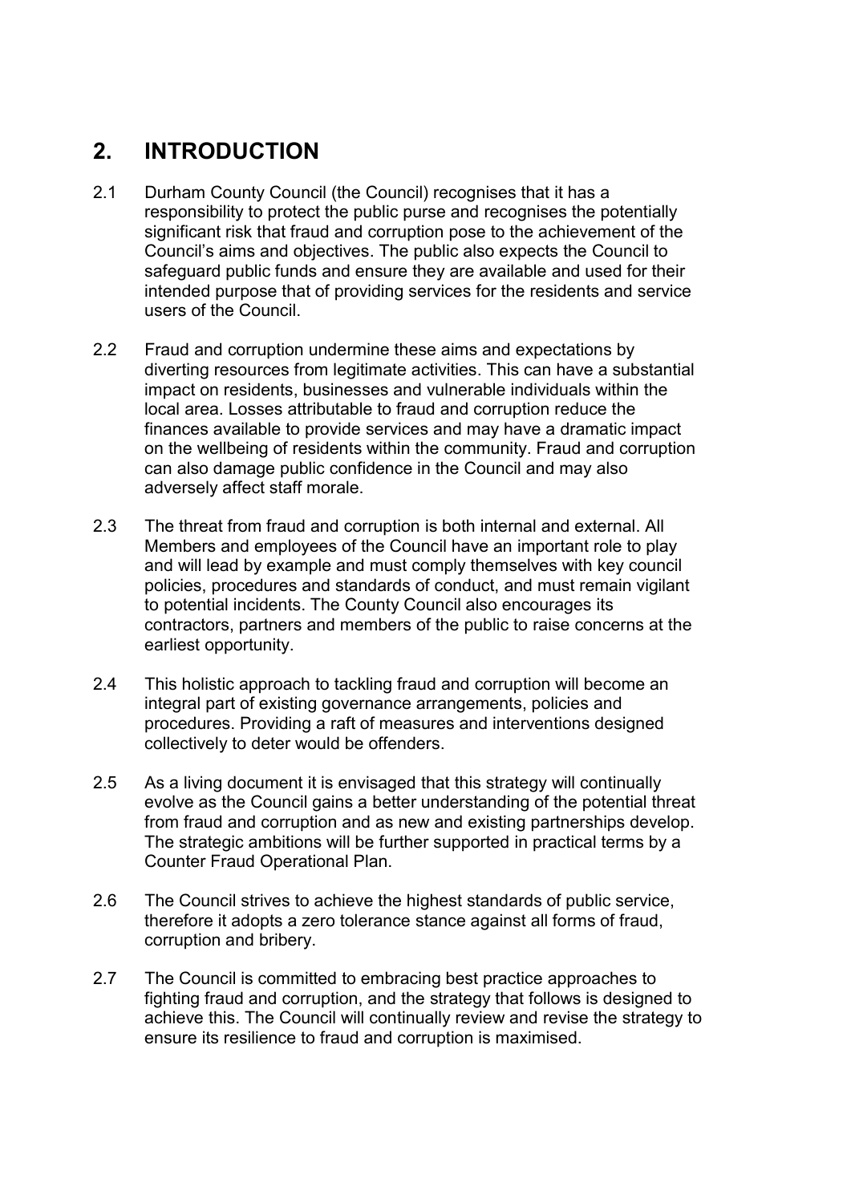## 2. INTRODUCTION

2.1 Durham County Council (the Council) recognises that it has a responsibility to protect the public purse and recognises the potentially significant risk that fraud and corruption pose to the achievement of the Council's aims and objectives. The public also expects the Council to safeguard public funds and ensure they are available and used for their intended purpose that of providing services for the residents and service users of the Council.

2.2 Fraud and corruption undermine these aims and expectations by diverting resources from legitimate activities. This can have a substantial impact on residents, businesses and vulnerable individuals within the local area. Losses attributable to fraud and corruption reduce the finances available to provide services and may have a dramatic impact on the wellbeing of residents within the community. Fraud and corruption can also damage public confidence in the Council and may also adversely affect staff morale.

2.3 The threat from fraud and corruption is both internal and external. All Members and employees of the Council have an important role to play and will lead by example and must comply themselves with key council policies, procedures and standards of conduct, and must remain vigilant to potential incidents. The County Council also encourages its contractors, partners and members of the public to raise concerns at the earliest opportunity.

2.4 This holistic approach to tackling fraud and corruption will become an integral part of existing governance arrangements, policies and procedures. Providing a raft of measures and interventions designed collectively to deter would be offenders.

2.5 As a living document it is envisaged that this strategy will continually evolve as the Council gains a better understanding of the potential threat from fraud and corruption and as new and existing partnerships develop. The strategic ambitions will be further supported in practical terms by a Counter Fraud Operational Plan.

2.6 The Council strives to achieve the highest standards of public service, therefore it adopts a zero tolerance stance against all forms of fraud, corruption and bribery.

2.7 The Council is committed to embracing best practice approaches to fighting fraud and corruption, and the strategy that follows is designed to achieve this. The Council will continually review and revise the strategy to ensure its resilience to fraud and corruption is maximised.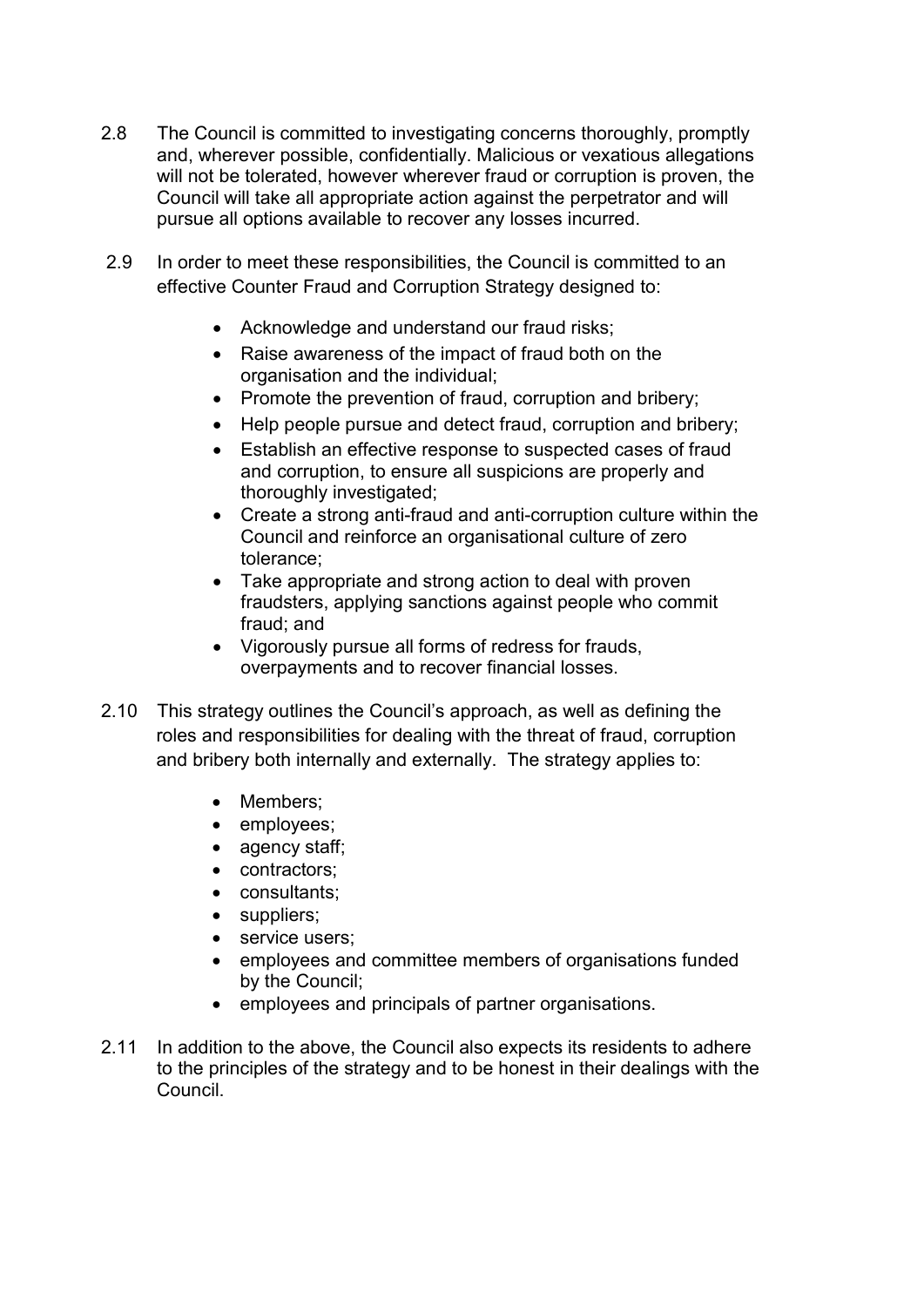2.8 The Council is committed to investigating concerns thoroughly, promptly and, wherever possible, confidentially. Malicious or vexatious allegations will not be tolerated, however wherever fraud or corruption is proven, the Council will take all appropriate action against the perpetrator and will pursue all options available to recover any losses incurred.

2.9 In order to meet these responsibilities, the Council is committed to an effective Counter Fraud and Corruption Strategy designed to:

- Acknowledge and understand our fraud risks;
- Raise awareness of the impact of fraud both on the organisation and the individual;
- Promote the prevention of fraud, corruption and bribery;
- Help people pursue and detect fraud, corruption and bribery;
- Establish an effective response to suspected cases of fraud and corruption, to ensure all suspicions are properly and thoroughly investigated;
- Create a strong anti-fraud and anti-corruption culture within the Council and reinforce an organisational culture of zero tolerance;
- Take appropriate and strong action to deal with proven fraudsters, applying sanctions against people who commit fraud; and
- Vigorously pursue all forms of redress for frauds, overpayments and to recover financial losses.

2.10 This strategy outlines the Council's approach, as well as defining the roles and responsibilities for dealing with the threat of fraud, corruption and bribery both internally and externally. The strategy applies to:

- Members;
- employees;
- agency staff;
- contractors;
- consultants;
- suppliers;
- service users;
- employees and committee members of organisations funded by the Council;
- employees and principals of partner organisations.

2.11 In addition to the above, the Council also expects its residents to adhere to the principles of the strategy and to be honest in their dealings with the Council.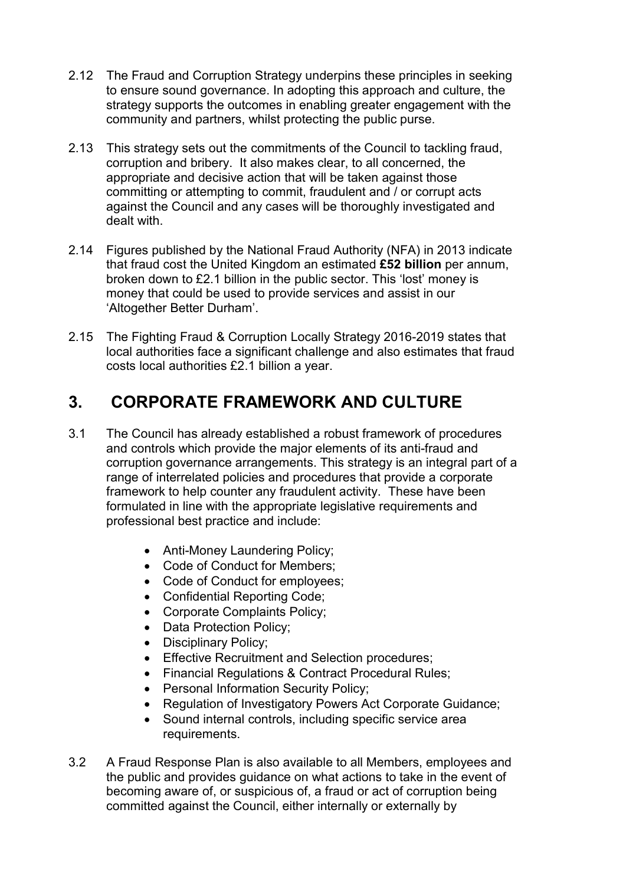2.12 The Fraud and Corruption Strategy underpins these principles in seeking to ensure sound governance. In adopting this approach and culture, the strategy supports the outcomes in enabling greater engagement with the community and partners, whilst protecting the public purse.

2.13 This strategy sets out the commitments of the Council to tackling fraud, corruption and bribery. It also makes clear, to all concerned, the appropriate and decisive action that will be taken against those committing or attempting to commit, fraudulent and / or corrupt acts against the Council and any cases will be thoroughly investigated and dealt with.

2.14 Figures published by the National Fraud Authority (NFA) in 2013 indicate that fraud cost the United Kingdom an estimated **£52 billion** per annum, broken down to £2.1 billion in the public sector. This 'lost' money is money that could be used to provide services and assist in our 'Altogether Better Durham'.

2.15 The Fighting Fraud & Corruption Locally Strategy 2016-2019 states that local authorities face a significant challenge and also estimates that fraud costs local authorities £2.1 billion a year.

# 3. CORPORATE FRAMEWORK AND CULTURE

3.1 The Council has already established a robust framework of procedures and controls which provide the major elements of its anti-fraud and corruption governance arrangements. This strategy is an integral part of a range of interrelated policies and procedures that provide a corporate framework to help counter any fraudulent activity. These have been formulated in line with the appropriate legislative requirements and professional best practice and include:

- Anti-Money Laundering Policy;
- Code of Conduct for Members;
- Code of Conduct for employees;
- Confidential Reporting Code;
- Corporate Complaints Policy;
- Data Protection Policy;
- Disciplinary Policy;
- Effective Recruitment and Selection procedures;
- Financial Regulations & Contract Procedural Rules;
- Personal Information Security Policy;
- Regulation of Investigatory Powers Act Corporate Guidance;
- Sound internal controls, including specific service area requirements.

3.2 A Fraud Response Plan is also available to all Members, employees and the public and provides guidance on what actions to take in the event of becoming aware of, or suspicious of, a fraud or act of corruption being committed against the Council, either internally or externally by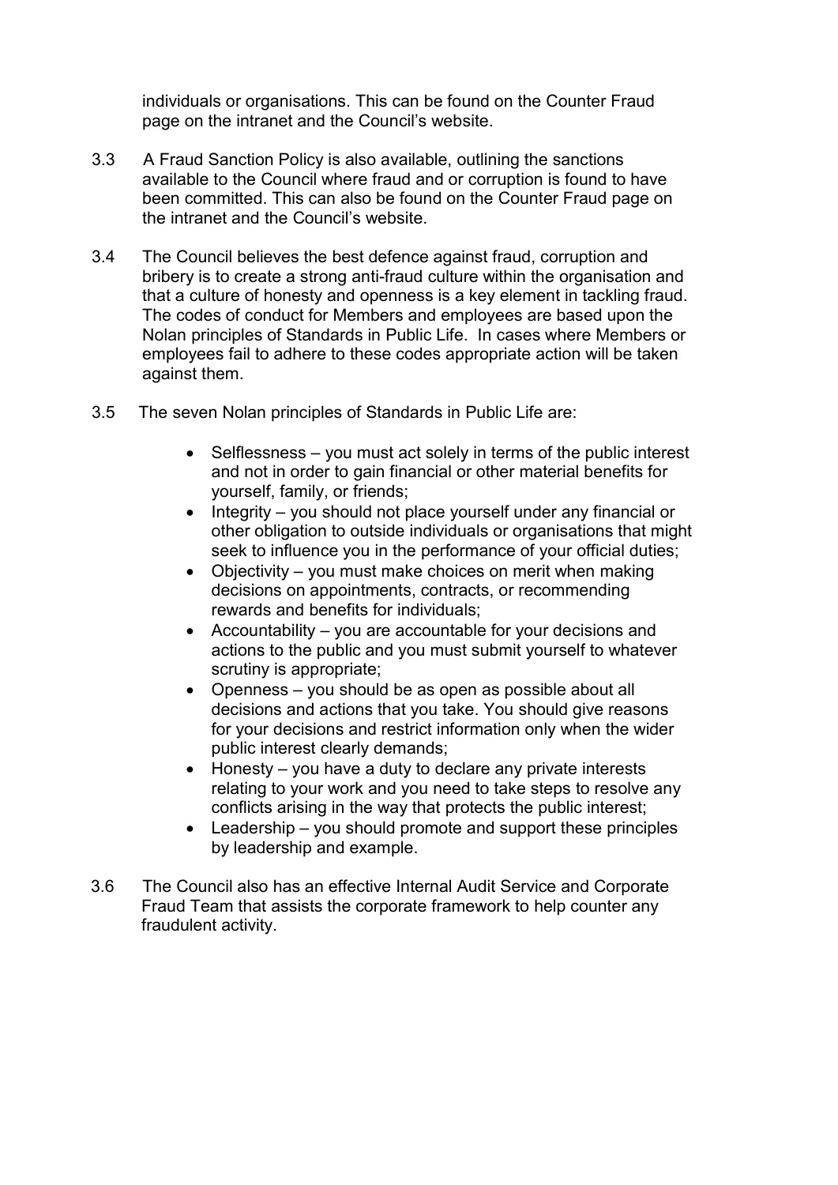individuals or organisations. This can be found on the Counter Fraud page on the intranet and the Council's website.

3.3 A Fraud Sanction Policy is also available, outlining the sanctions available to the Council where fraud and or corruption is found to have been committed. This can also be found on the Counter Fraud page on the intranet and the Council's website.

3.4 The Council believes the best defence against fraud, corruption and bribery is to create a strong anti-fraud culture within the organisation and that a culture of honesty and openness is a key element in tackling fraud. The codes of conduct for Members and employees are based upon the Nolan principles of Standards in Public Life. In cases where Members or employees fail to adhere to these codes appropriate action will be taken against them.

3.5 The seven Nolan principles of Standards in Public Life are:

- Selflessness – you must act solely in terms of the public interest and not in order to gain financial or other material benefits for yourself, family, or friends;
- Integrity – you should not place yourself under any financial or other obligation to outside individuals or organisations that might seek to influence you in the performance of your official duties;
- Objectivity – you must make choices on merit when making decisions on appointments, contracts, or recommending rewards and benefits for individuals;
- Accountability – you are accountable for your decisions and actions to the public and you must submit yourself to whatever scrutiny is appropriate;
- Openness – you should be as open as possible about all decisions and actions that you take. You should give reasons for your decisions and restrict information only when the wider public interest clearly demands;
- Honesty – you have a duty to declare any private interests relating to your work and you need to take steps to resolve any conflicts arising in the way that protects the public interest;
- Leadership – you should promote and support these principles by leadership and example.

3.6 The Council also has an effective Internal Audit Service and Corporate Fraud Team that assists the corporate framework to help counter any fraudulent activity.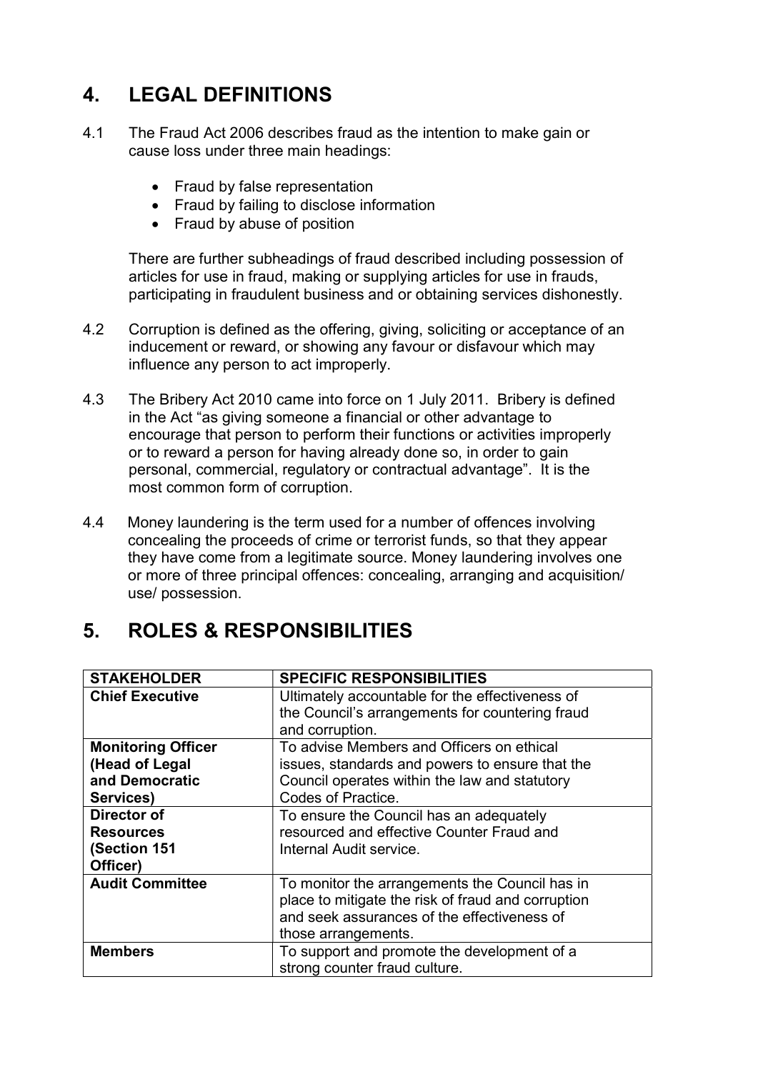## 4. LEGAL DEFINITIONS

4.1 The Fraud Act 2006 describes fraud as the intention to make gain or cause loss under three main headings:

- Fraud by false representation
- Fraud by failing to disclose information
- Fraud by abuse of position

There are further subheadings of fraud described including possession of articles for use in fraud, making or supplying articles for use in frauds, participating in fraudulent business and or obtaining services dishonestly.

4.2 Corruption is defined as the offering, giving, soliciting or acceptance of an inducement or reward, or showing any favour or disfavour which may influence any person to act improperly.

4.3 The Bribery Act 2010 came into force on 1 July 2011. Bribery is defined in the Act "as giving someone a financial or other advantage to encourage that person to perform their functions or activities improperly or to reward a person for having already done so, in order to gain personal, commercial, regulatory or contractual advantage". It is the most common form of corruption.

4.4 Money laundering is the term used for a number of offences involving concealing the proceeds of crime or terrorist funds, so that they appear they have come from a legitimate source. Money laundering involves one or more of three principal offences: concealing, arranging and acquisition/ use/ possession.

## 5. ROLES & RESPONSIBILITIES

| STAKEHOLDER | SPECIFIC RESPONSIBILITIES |
|---|---|
| **Chief Executive** | Ultimately accountable for the effectiveness of the Council's arrangements for countering fraud and corruption. |
| **Monitoring Officer (Head of Legal and Democratic Services)** | To advise Members and Officers on ethical issues, standards and powers to ensure that the Council operates within the law and statutory Codes of Practice. |
| **Director of Resources (Section 151 Officer)** | To ensure the Council has an adequately resourced and effective Counter Fraud and Internal Audit service. |
| **Audit Committee** | To monitor the arrangements the Council has in place to mitigate the risk of fraud and corruption and seek assurances of the effectiveness of those arrangements. |
| **Members** | To support and promote the development of a strong counter fraud culture. |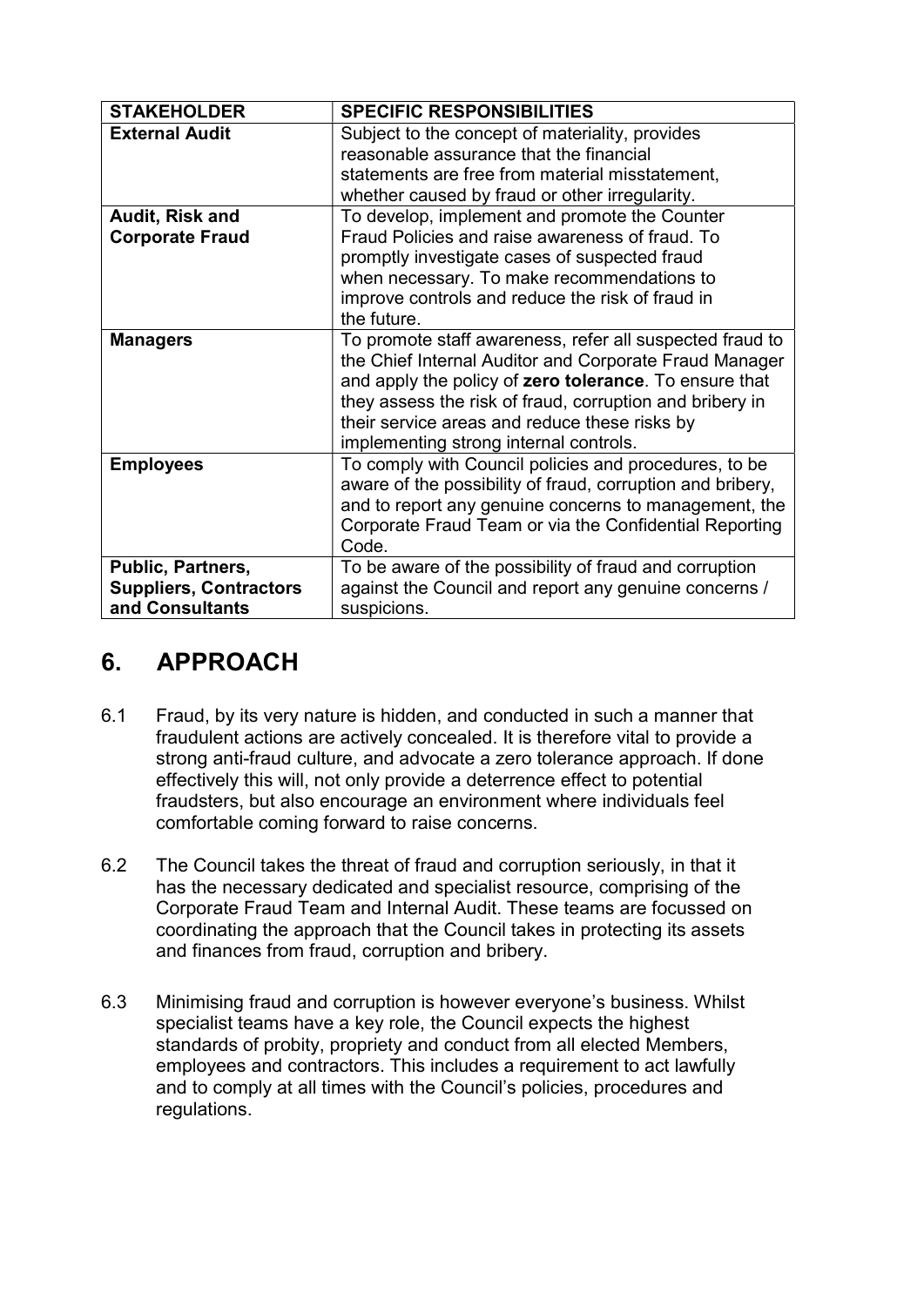| STAKEHOLDER | SPECIFIC RESPONSIBILITIES |
| --- | --- |
| **External Audit** | Subject to the concept of materiality, provides reasonable assurance that the financial statements are free from material misstatement, whether caused by fraud or other irregularity. |
| **Audit, Risk and Corporate Fraud** | To develop, implement and promote the Counter Fraud Policies and raise awareness of fraud. To promptly investigate cases of suspected fraud when necessary. To make recommendations to improve controls and reduce the risk of fraud in the future. |
| **Managers** | To promote staff awareness, refer all suspected fraud to the Chief Internal Auditor and Corporate Fraud Manager and apply the policy of **zero tolerance**. To ensure that they assess the risk of fraud, corruption and bribery in their service areas and reduce these risks by implementing strong internal controls. |
| **Employees** | To comply with Council policies and procedures, to be aware of the possibility of fraud, corruption and bribery, and to report any genuine concerns to management, the Corporate Fraud Team or via the Confidential Reporting Code. |
| **Public, Partners, Suppliers, Contractors and Consultants** | To be aware of the possibility of fraud and corruption against the Council and report any genuine concerns / suspicions. |

## 6. APPROACH

6.1 Fraud, by its very nature is hidden, and conducted in such a manner that fraudulent actions are actively concealed. It is therefore vital to provide a strong anti-fraud culture, and advocate a zero tolerance approach. If done effectively this will, not only provide a deterrence effect to potential fraudsters, but also encourage an environment where individuals feel comfortable coming forward to raise concerns.

6.2 The Council takes the threat of fraud and corruption seriously, in that it has the necessary dedicated and specialist resource, comprising of the Corporate Fraud Team and Internal Audit. These teams are focussed on coordinating the approach that the Council takes in protecting its assets and finances from fraud, corruption and bribery.

6.3 Minimising fraud and corruption is however everyone's business. Whilst specialist teams have a key role, the Council expects the highest standards of probity, propriety and conduct from all elected Members, employees and contractors. This includes a requirement to act lawfully and to comply at all times with the Council's policies, procedures and regulations.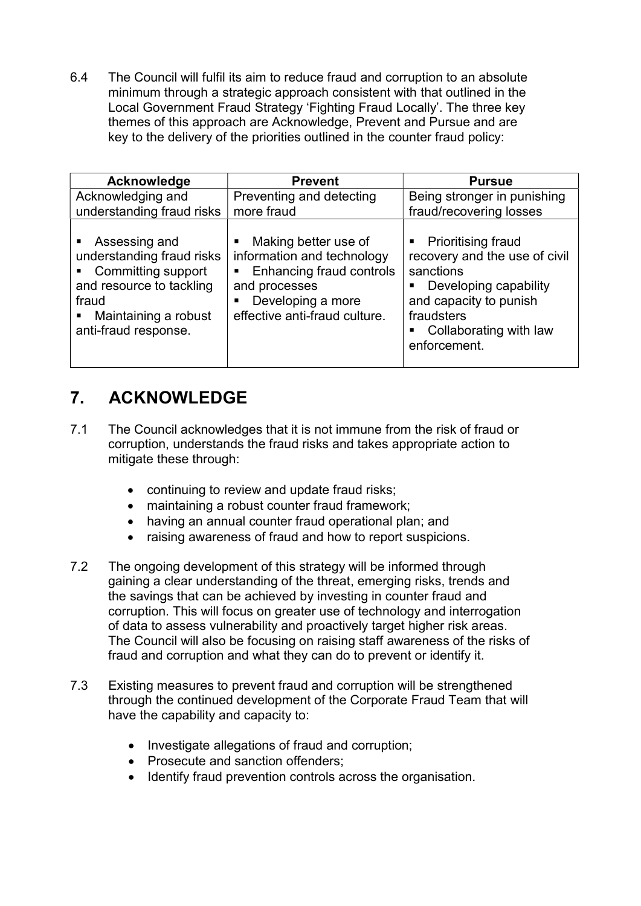6.4 The Council will fulfil its aim to reduce fraud and corruption to an absolute minimum through a strategic approach consistent with that outlined in the Local Government Fraud Strategy 'Fighting Fraud Locally'. The three key themes of this approach are Acknowledge, Prevent and Pursue and are key to the delivery of the priorities outlined in the counter fraud policy:

| Acknowledge | Prevent | Pursue |
|---|---|---|
| Acknowledging and understanding fraud risks | Preventing and detecting more fraud | Being stronger in punishing fraud/recovering losses |
| ▪ Assessing and understanding fraud risks<br>▪ Committing support and resource to tackling fraud<br>▪ Maintaining a robust anti-fraud response. | ▪ Making better use of information and technology<br>▪ Enhancing fraud controls and processes<br>▪ Developing a more effective anti-fraud culture. | ▪ Prioritising fraud recovery and the use of civil sanctions<br>▪ Developing capability and capacity to punish fraudsters<br>▪ Collaborating with law enforcement. |

## 7. ACKNOWLEDGE

7.1 The Council acknowledges that it is not immune from the risk of fraud or corruption, understands the fraud risks and takes appropriate action to mitigate these through:

- continuing to review and update fraud risks;
- maintaining a robust counter fraud framework;
- having an annual counter fraud operational plan; and
- raising awareness of fraud and how to report suspicions.

7.2 The ongoing development of this strategy will be informed through gaining a clear understanding of the threat, emerging risks, trends and the savings that can be achieved by investing in counter fraud and corruption. This will focus on greater use of technology and interrogation of data to assess vulnerability and proactively target higher risk areas. The Council will also be focusing on raising staff awareness of the risks of fraud and corruption and what they can do to prevent or identify it.

7.3 Existing measures to prevent fraud and corruption will be strengthened through the continued development of the Corporate Fraud Team that will have the capability and capacity to:

- Investigate allegations of fraud and corruption;
- Prosecute and sanction offenders;
- Identify fraud prevention controls across the organisation.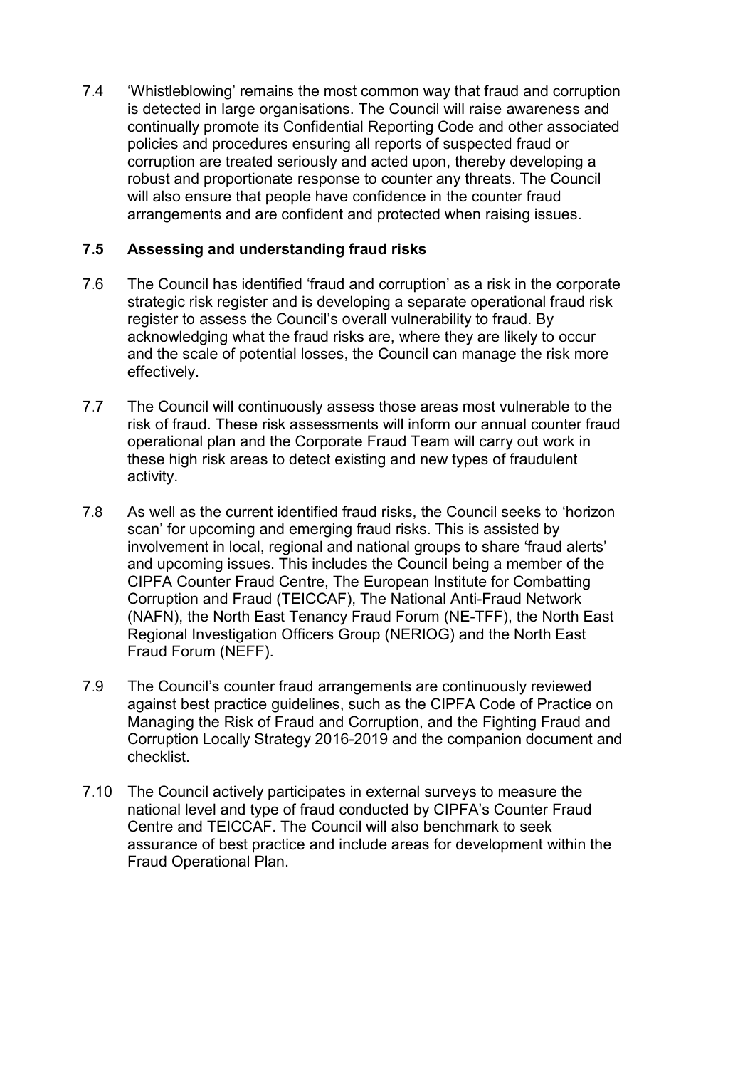7.4 'Whistleblowing' remains the most common way that fraud and corruption is detected in large organisations. The Council will raise awareness and continually promote its Confidential Reporting Code and other associated policies and procedures ensuring all reports of suspected fraud or corruption are treated seriously and acted upon, thereby developing a robust and proportionate response to counter any threats. The Council will also ensure that people have confidence in the counter fraud arrangements and are confident and protected when raising issues.

### 7.5 Assessing and understanding fraud risks

7.6 The Council has identified 'fraud and corruption' as a risk in the corporate strategic risk register and is developing a separate operational fraud risk register to assess the Council's overall vulnerability to fraud. By acknowledging what the fraud risks are, where they are likely to occur and the scale of potential losses, the Council can manage the risk more effectively.

7.7 The Council will continuously assess those areas most vulnerable to the risk of fraud. These risk assessments will inform our annual counter fraud operational plan and the Corporate Fraud Team will carry out work in these high risk areas to detect existing and new types of fraudulent activity.

7.8 As well as the current identified fraud risks, the Council seeks to 'horizon scan' for upcoming and emerging fraud risks. This is assisted by involvement in local, regional and national groups to share 'fraud alerts' and upcoming issues. This includes the Council being a member of the CIPFA Counter Fraud Centre, The European Institute for Combatting Corruption and Fraud (TEICCAF), The National Anti-Fraud Network (NAFN), the North East Tenancy Fraud Forum (NE-TFF), the North East Regional Investigation Officers Group (NERIOG) and the North East Fraud Forum (NEFF).

7.9 The Council's counter fraud arrangements are continuously reviewed against best practice guidelines, such as the CIPFA Code of Practice on Managing the Risk of Fraud and Corruption, and the Fighting Fraud and Corruption Locally Strategy 2016-2019 and the companion document and checklist.

7.10 The Council actively participates in external surveys to measure the national level and type of fraud conducted by CIPFA's Counter Fraud Centre and TEICCAF. The Council will also benchmark to seek assurance of best practice and include areas for development within the Fraud Operational Plan.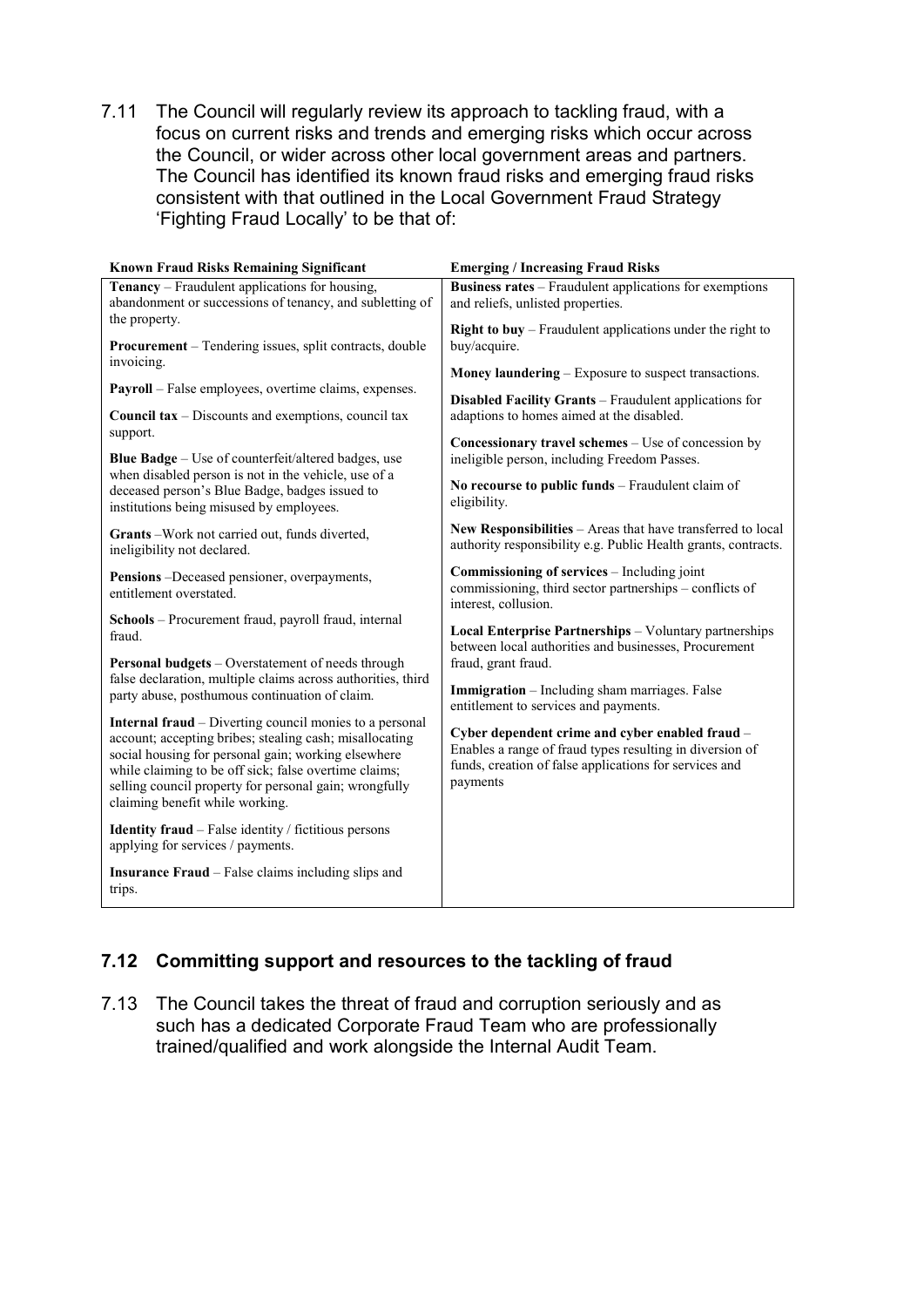7.11 The Council will regularly review its approach to tackling fraud, with a focus on current risks and trends and emerging risks which occur across the Council, or wider across other local government areas and partners. The Council has identified its known fraud risks and emerging fraud risks consistent with that outlined in the Local Government Fraud Strategy 'Fighting Fraud Locally' to be that of:

| Known Fraud Risks Remaining Significant | Emerging / Increasing Fraud Risks |
|---|---|
| **Tenancy** – Fraudulent applications for housing, abandonment or successions of tenancy, and subletting of the property. | **Business rates** – Fraudulent applications for exemptions and reliefs, unlisted properties. |
| **Procurement** – Tendering issues, split contracts, double invoicing. | **Right to buy** – Fraudulent applications under the right to buy/acquire. |
| **Payroll** – False employees, overtime claims, expenses. | **Money laundering** – Exposure to suspect transactions. |
| **Council tax** – Discounts and exemptions, council tax support. | **Disabled Facility Grants** – Fraudulent applications for adaptions to homes aimed at the disabled. |
| **Blue Badge** – Use of counterfeit/altered badges, use when disabled person is not in the vehicle, use of a deceased person's Blue Badge, badges issued to institutions being misused by employees. | **Concessionary travel schemes** – Use of concession by ineligible person, including Freedom Passes. |
| **Grants** –Work not carried out, funds diverted, ineligibility not declared. | **No recourse to public funds** – Fraudulent claim of eligibility. |
| **Pensions** –Deceased pensioner, overpayments, entitlement overstated. | **New Responsibilities** – Areas that have transferred to local authority responsibility e.g. Public Health grants, contracts. |
| **Schools** – Procurement fraud, payroll fraud, internal fraud. | **Commissioning of services** – Including joint commissioning, third sector partnerships – conflicts of interest, collusion. |
| **Personal budgets** – Overstatement of needs through false declaration, multiple claims across authorities, third party abuse, posthumous continuation of claim. | **Local Enterprise Partnerships** – Voluntary partnerships between local authorities and businesses, Procurement fraud, grant fraud. |
| **Internal fraud** – Diverting council monies to a personal account; accepting bribes; stealing cash; misallocating social housing for personal gain; working elsewhere while claiming to be off sick; false overtime claims; selling council property for personal gain; wrongfully claiming benefit while working. | **Immigration** – Including sham marriages. False entitlement to services and payments. |
| **Identity fraud** – False identity / fictitious persons applying for services / payments. | **Cyber dependent crime and cyber enabled fraud** – Enables a range of fraud types resulting in diversion of funds, creation of false applications for services and payments |
| **Insurance Fraud** – False claims including slips and trips. | |

### 7.12 Committing support and resources to the tackling of fraud

7.13 The Council takes the threat of fraud and corruption seriously and as such has a dedicated Corporate Fraud Team who are professionally trained/qualified and work alongside the Internal Audit Team.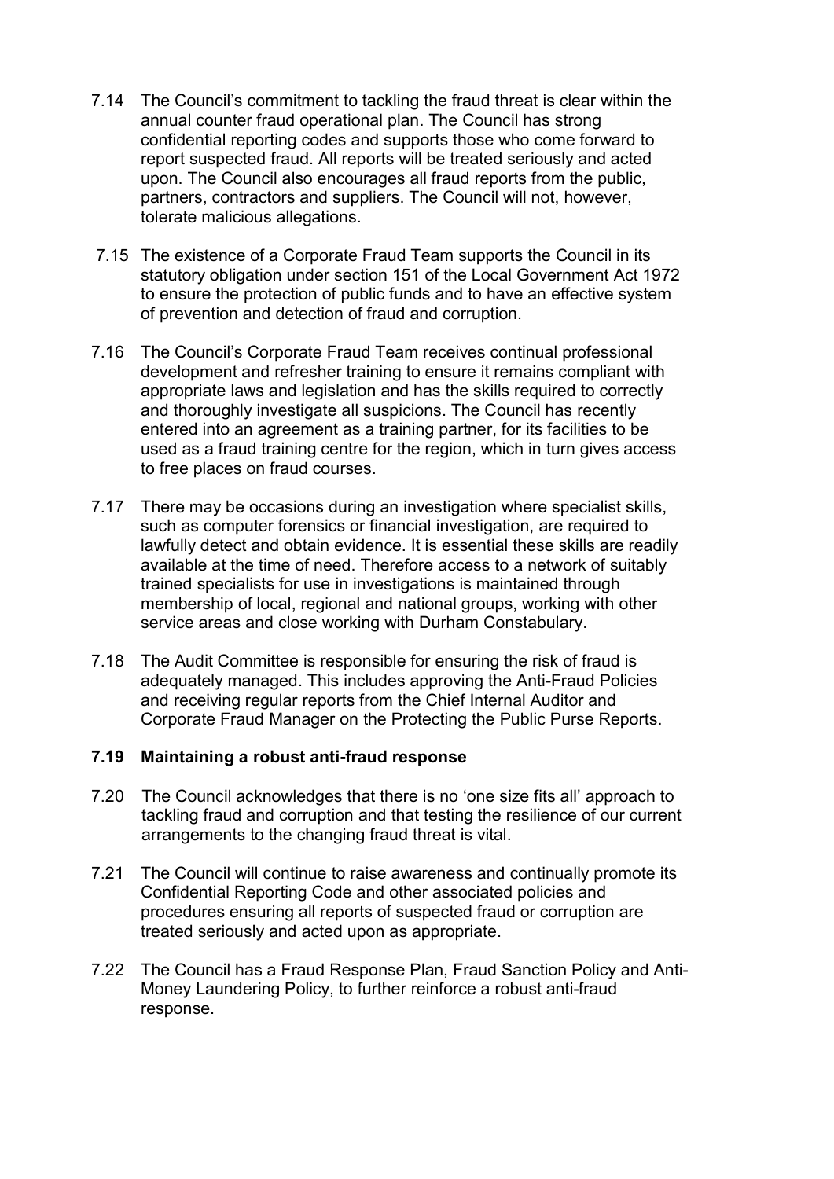7.14 The Council's commitment to tackling the fraud threat is clear within the annual counter fraud operational plan. The Council has strong confidential reporting codes and supports those who come forward to report suspected fraud. All reports will be treated seriously and acted upon. The Council also encourages all fraud reports from the public, partners, contractors and suppliers. The Council will not, however, tolerate malicious allegations.

7.15 The existence of a Corporate Fraud Team supports the Council in its statutory obligation under section 151 of the Local Government Act 1972 to ensure the protection of public funds and to have an effective system of prevention and detection of fraud and corruption.

7.16 The Council's Corporate Fraud Team receives continual professional development and refresher training to ensure it remains compliant with appropriate laws and legislation and has the skills required to correctly and thoroughly investigate all suspicions. The Council has recently entered into an agreement as a training partner, for its facilities to be used as a fraud training centre for the region, which in turn gives access to free places on fraud courses.

7.17 There may be occasions during an investigation where specialist skills, such as computer forensics or financial investigation, are required to lawfully detect and obtain evidence. It is essential these skills are readily available at the time of need. Therefore access to a network of suitably trained specialists for use in investigations is maintained through membership of local, regional and national groups, working with other service areas and close working with Durham Constabulary.

7.18 The Audit Committee is responsible for ensuring the risk of fraud is adequately managed. This includes approving the Anti-Fraud Policies and receiving regular reports from the Chief Internal Auditor and Corporate Fraud Manager on the Protecting the Public Purse Reports.

**7.19 Maintaining a robust anti-fraud response**

7.20 The Council acknowledges that there is no 'one size fits all' approach to tackling fraud and corruption and that testing the resilience of our current arrangements to the changing fraud threat is vital.

7.21 The Council will continue to raise awareness and continually promote its Confidential Reporting Code and other associated policies and procedures ensuring all reports of suspected fraud or corruption are treated seriously and acted upon as appropriate.

7.22 The Council has a Fraud Response Plan, Fraud Sanction Policy and Anti-Money Laundering Policy, to further reinforce a robust anti-fraud response.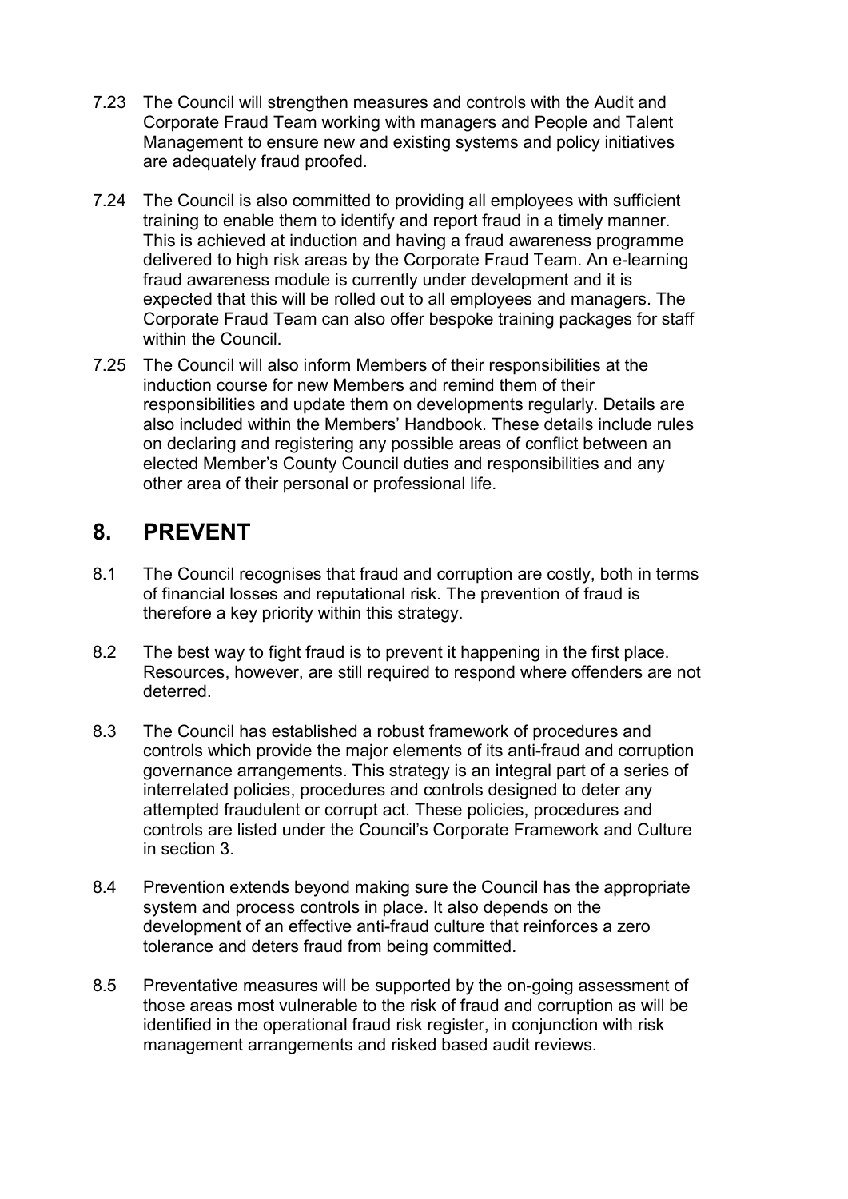7.23 The Council will strengthen measures and controls with the Audit and Corporate Fraud Team working with managers and People and Talent Management to ensure new and existing systems and policy initiatives are adequately fraud proofed.

7.24 The Council is also committed to providing all employees with sufficient training to enable them to identify and report fraud in a timely manner. This is achieved at induction and having a fraud awareness programme delivered to high risk areas by the Corporate Fraud Team. An e-learning fraud awareness module is currently under development and it is expected that this will be rolled out to all employees and managers. The Corporate Fraud Team can also offer bespoke training packages for staff within the Council.

7.25 The Council will also inform Members of their responsibilities at the induction course for new Members and remind them of their responsibilities and update them on developments regularly. Details are also included within the Members' Handbook. These details include rules on declaring and registering any possible areas of conflict between an elected Member's County Council duties and responsibilities and any other area of their personal or professional life.

## 8. PREVENT

8.1 The Council recognises that fraud and corruption are costly, both in terms of financial losses and reputational risk. The prevention of fraud is therefore a key priority within this strategy.

8.2 The best way to fight fraud is to prevent it happening in the first place. Resources, however, are still required to respond where offenders are not deterred.

8.3 The Council has established a robust framework of procedures and controls which provide the major elements of its anti-fraud and corruption governance arrangements. This strategy is an integral part of a series of interrelated policies, procedures and controls designed to deter any attempted fraudulent or corrupt act. These policies, procedures and controls are listed under the Council's Corporate Framework and Culture in section 3.

8.4 Prevention extends beyond making sure the Council has the appropriate system and process controls in place. It also depends on the development of an effective anti-fraud culture that reinforces a zero tolerance and deters fraud from being committed.

8.5 Preventative measures will be supported by the on-going assessment of those areas most vulnerable to the risk of fraud and corruption as will be identified in the operational fraud risk register, in conjunction with risk management arrangements and risked based audit reviews.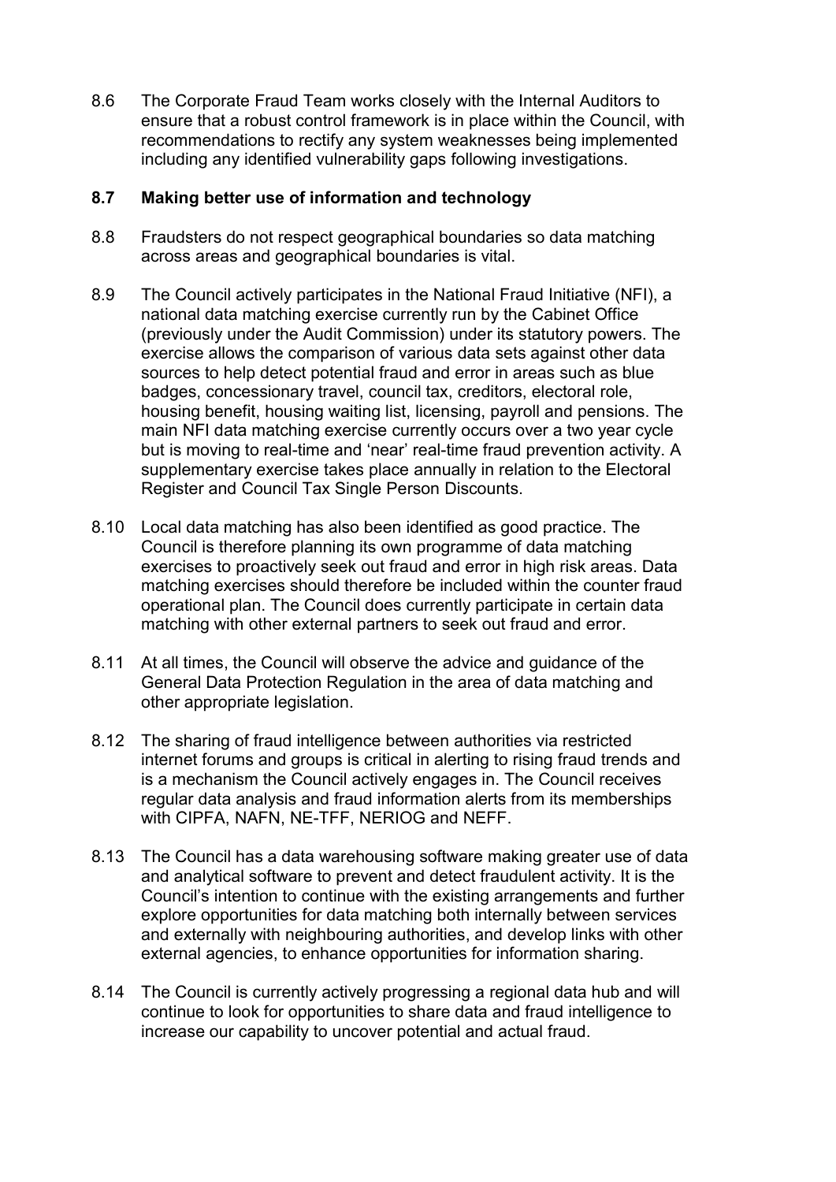8.6 The Corporate Fraud Team works closely with the Internal Auditors to ensure that a robust control framework is in place within the Council, with recommendations to rectify any system weaknesses being implemented including any identified vulnerability gaps following investigations.

**8.7 Making better use of information and technology**

8.8 Fraudsters do not respect geographical boundaries so data matching across areas and geographical boundaries is vital.

8.9 The Council actively participates in the National Fraud Initiative (NFI), a national data matching exercise currently run by the Cabinet Office (previously under the Audit Commission) under its statutory powers. The exercise allows the comparison of various data sets against other data sources to help detect potential fraud and error in areas such as blue badges, concessionary travel, council tax, creditors, electoral role, housing benefit, housing waiting list, licensing, payroll and pensions. The main NFI data matching exercise currently occurs over a two year cycle but is moving to real-time and 'near' real-time fraud prevention activity. A supplementary exercise takes place annually in relation to the Electoral Register and Council Tax Single Person Discounts.

8.10 Local data matching has also been identified as good practice. The Council is therefore planning its own programme of data matching exercises to proactively seek out fraud and error in high risk areas. Data matching exercises should therefore be included within the counter fraud operational plan. The Council does currently participate in certain data matching with other external partners to seek out fraud and error.

8.11 At all times, the Council will observe the advice and guidance of the General Data Protection Regulation in the area of data matching and other appropriate legislation.

8.12 The sharing of fraud intelligence between authorities via restricted internet forums and groups is critical in alerting to rising fraud trends and is a mechanism the Council actively engages in. The Council receives regular data analysis and fraud information alerts from its memberships with CIPFA, NAFN, NE-TFF, NERIOG and NEFF.

8.13 The Council has a data warehousing software making greater use of data and analytical software to prevent and detect fraudulent activity. It is the Council's intention to continue with the existing arrangements and further explore opportunities for data matching both internally between services and externally with neighbouring authorities, and develop links with other external agencies, to enhance opportunities for information sharing.

8.14 The Council is currently actively progressing a regional data hub and will continue to look for opportunities to share data and fraud intelligence to increase our capability to uncover potential and actual fraud.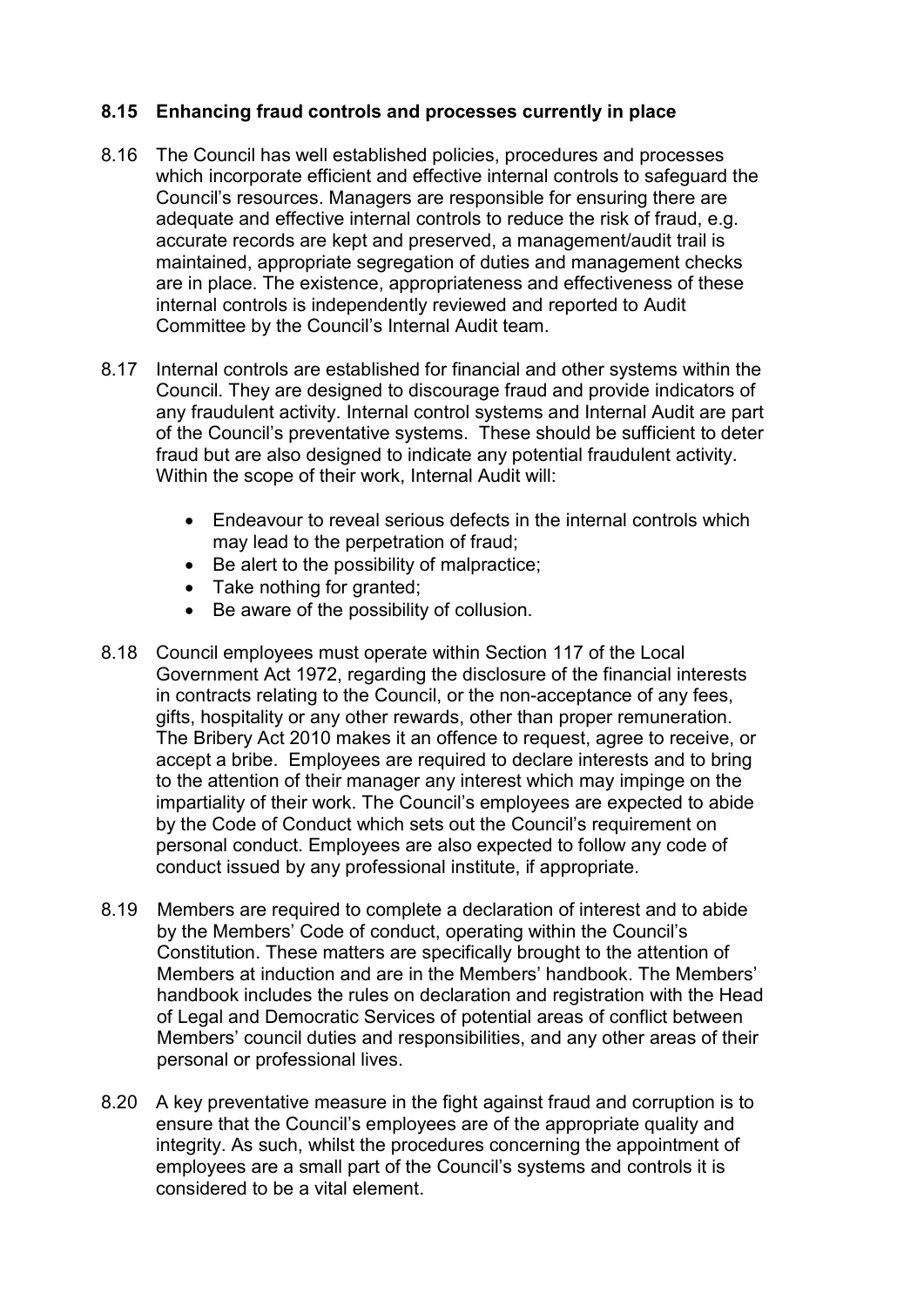### 8.15 Enhancing fraud controls and processes currently in place

8.16 The Council has well established policies, procedures and processes which incorporate efficient and effective internal controls to safeguard the Council's resources. Managers are responsible for ensuring there are adequate and effective internal controls to reduce the risk of fraud, e.g. accurate records are kept and preserved, a management/audit trail is maintained, appropriate segregation of duties and management checks are in place. The existence, appropriateness and effectiveness of these internal controls is independently reviewed and reported to Audit Committee by the Council's Internal Audit team.

8.17 Internal controls are established for financial and other systems within the Council. They are designed to discourage fraud and provide indicators of any fraudulent activity. Internal control systems and Internal Audit are part of the Council's preventative systems. These should be sufficient to deter fraud but are also designed to indicate any potential fraudulent activity. Within the scope of their work, Internal Audit will:

- Endeavour to reveal serious defects in the internal controls which may lead to the perpetration of fraud;
- Be alert to the possibility of malpractice;
- Take nothing for granted;
- Be aware of the possibility of collusion.

8.18 Council employees must operate within Section 117 of the Local Government Act 1972, regarding the disclosure of the financial interests in contracts relating to the Council, or the non-acceptance of any fees, gifts, hospitality or any other rewards, other than proper remuneration. The Bribery Act 2010 makes it an offence to request, agree to receive, or accept a bribe. Employees are required to declare interests and to bring to the attention of their manager any interest which may impinge on the impartiality of their work. The Council's employees are expected to abide by the Code of Conduct which sets out the Council's requirement on personal conduct. Employees are also expected to follow any code of conduct issued by any professional institute, if appropriate.

8.19 Members are required to complete a declaration of interest and to abide by the Members' Code of conduct, operating within the Council's Constitution. These matters are specifically brought to the attention of Members at induction and are in the Members' handbook. The Members' handbook includes the rules on declaration and registration with the Head of Legal and Democratic Services of potential areas of conflict between Members' council duties and responsibilities, and any other areas of their personal or professional lives.

8.20 A key preventative measure in the fight against fraud and corruption is to ensure that the Council's employees are of the appropriate quality and integrity. As such, whilst the procedures concerning the appointment of employees are a small part of the Council's systems and controls it is considered to be a vital element.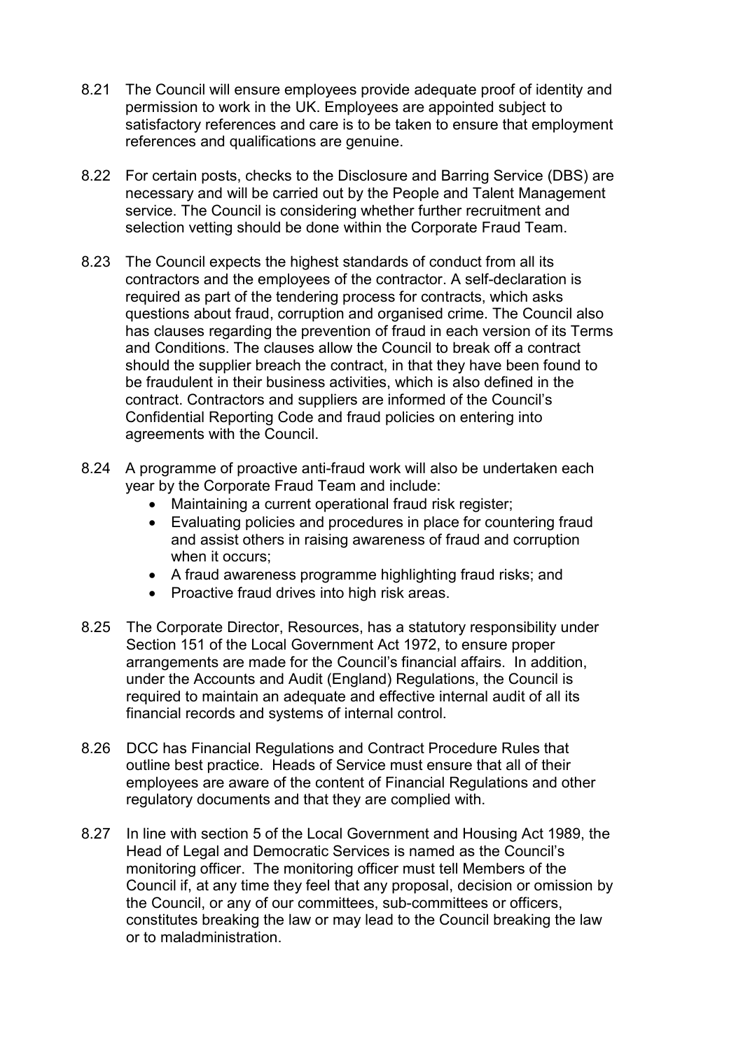8.21 The Council will ensure employees provide adequate proof of identity and permission to work in the UK. Employees are appointed subject to satisfactory references and care is to be taken to ensure that employment references and qualifications are genuine.

8.22 For certain posts, checks to the Disclosure and Barring Service (DBS) are necessary and will be carried out by the People and Talent Management service. The Council is considering whether further recruitment and selection vetting should be done within the Corporate Fraud Team.

8.23 The Council expects the highest standards of conduct from all its contractors and the employees of the contractor. A self-declaration is required as part of the tendering process for contracts, which asks questions about fraud, corruption and organised crime. The Council also has clauses regarding the prevention of fraud in each version of its Terms and Conditions. The clauses allow the Council to break off a contract should the supplier breach the contract, in that they have been found to be fraudulent in their business activities, which is also defined in the contract. Contractors and suppliers are informed of the Council's Confidential Reporting Code and fraud policies on entering into agreements with the Council.

8.24 A programme of proactive anti-fraud work will also be undertaken each year by the Corporate Fraud Team and include:

- Maintaining a current operational fraud risk register;
- Evaluating policies and procedures in place for countering fraud and assist others in raising awareness of fraud and corruption when it occurs;
- A fraud awareness programme highlighting fraud risks; and
- Proactive fraud drives into high risk areas.

8.25 The Corporate Director, Resources, has a statutory responsibility under Section 151 of the Local Government Act 1972, to ensure proper arrangements are made for the Council's financial affairs. In addition, under the Accounts and Audit (England) Regulations, the Council is required to maintain an adequate and effective internal audit of all its financial records and systems of internal control.

8.26 DCC has Financial Regulations and Contract Procedure Rules that outline best practice. Heads of Service must ensure that all of their employees are aware of the content of Financial Regulations and other regulatory documents and that they are complied with.

8.27 In line with section 5 of the Local Government and Housing Act 1989, the Head of Legal and Democratic Services is named as the Council's monitoring officer. The monitoring officer must tell Members of the Council if, at any time they feel that any proposal, decision or omission by the Council, or any of our committees, sub-committees or officers, constitutes breaking the law or may lead to the Council breaking the law or to maladministration.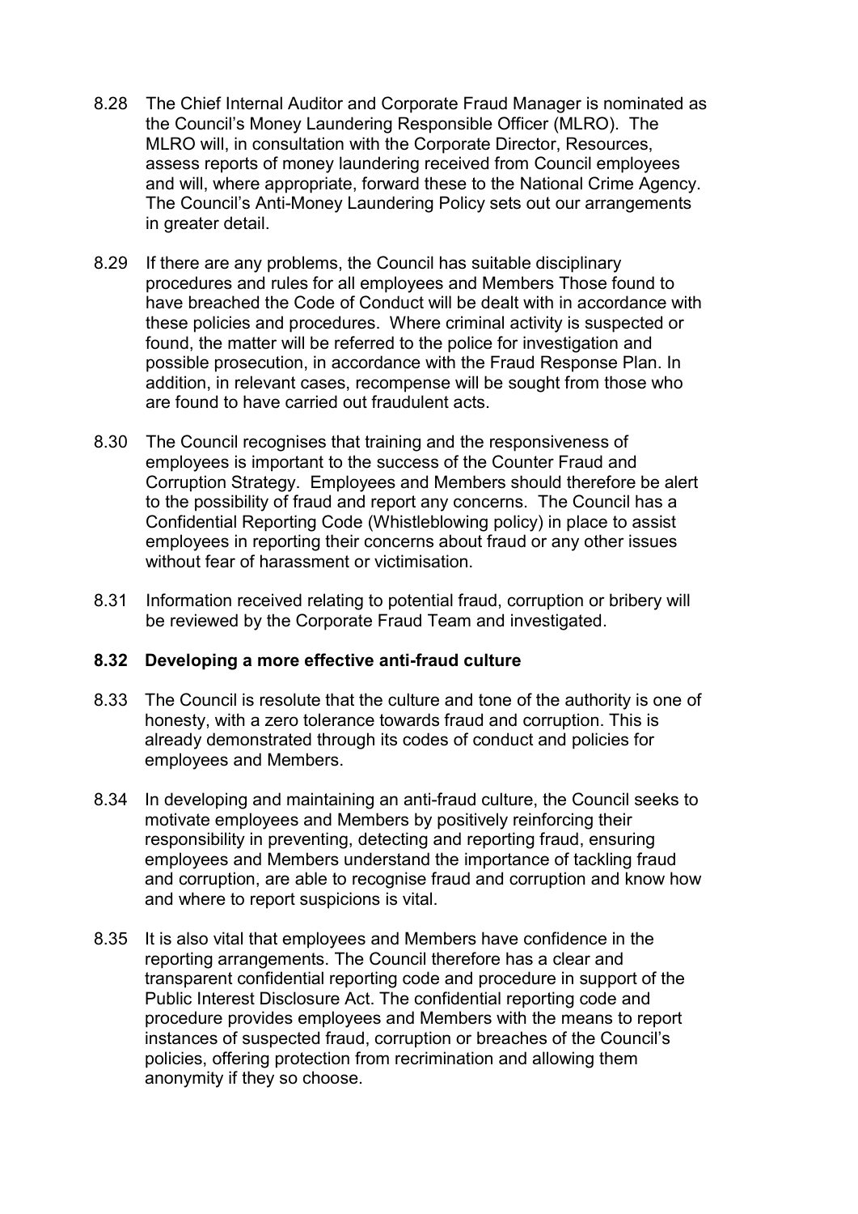8.28 The Chief Internal Auditor and Corporate Fraud Manager is nominated as the Council's Money Laundering Responsible Officer (MLRO). The MLRO will, in consultation with the Corporate Director, Resources, assess reports of money laundering received from Council employees and will, where appropriate, forward these to the National Crime Agency. The Council's Anti-Money Laundering Policy sets out our arrangements in greater detail.

8.29 If there are any problems, the Council has suitable disciplinary procedures and rules for all employees and Members Those found to have breached the Code of Conduct will be dealt with in accordance with these policies and procedures. Where criminal activity is suspected or found, the matter will be referred to the police for investigation and possible prosecution, in accordance with the Fraud Response Plan. In addition, in relevant cases, recompense will be sought from those who are found to have carried out fraudulent acts.

8.30 The Council recognises that training and the responsiveness of employees is important to the success of the Counter Fraud and Corruption Strategy. Employees and Members should therefore be alert to the possibility of fraud and report any concerns. The Council has a Confidential Reporting Code (Whistleblowing policy) in place to assist employees in reporting their concerns about fraud or any other issues without fear of harassment or victimisation.

8.31 Information received relating to potential fraud, corruption or bribery will be reviewed by the Corporate Fraud Team and investigated.

**8.32 Developing a more effective anti-fraud culture**

8.33 The Council is resolute that the culture and tone of the authority is one of honesty, with a zero tolerance towards fraud and corruption. This is already demonstrated through its codes of conduct and policies for employees and Members.

8.34 In developing and maintaining an anti-fraud culture, the Council seeks to motivate employees and Members by positively reinforcing their responsibility in preventing, detecting and reporting fraud, ensuring employees and Members understand the importance of tackling fraud and corruption, are able to recognise fraud and corruption and know how and where to report suspicions is vital.

8.35 It is also vital that employees and Members have confidence in the reporting arrangements. The Council therefore has a clear and transparent confidential reporting code and procedure in support of the Public Interest Disclosure Act. The confidential reporting code and procedure provides employees and Members with the means to report instances of suspected fraud, corruption or breaches of the Council's policies, offering protection from recrimination and allowing them anonymity if they so choose.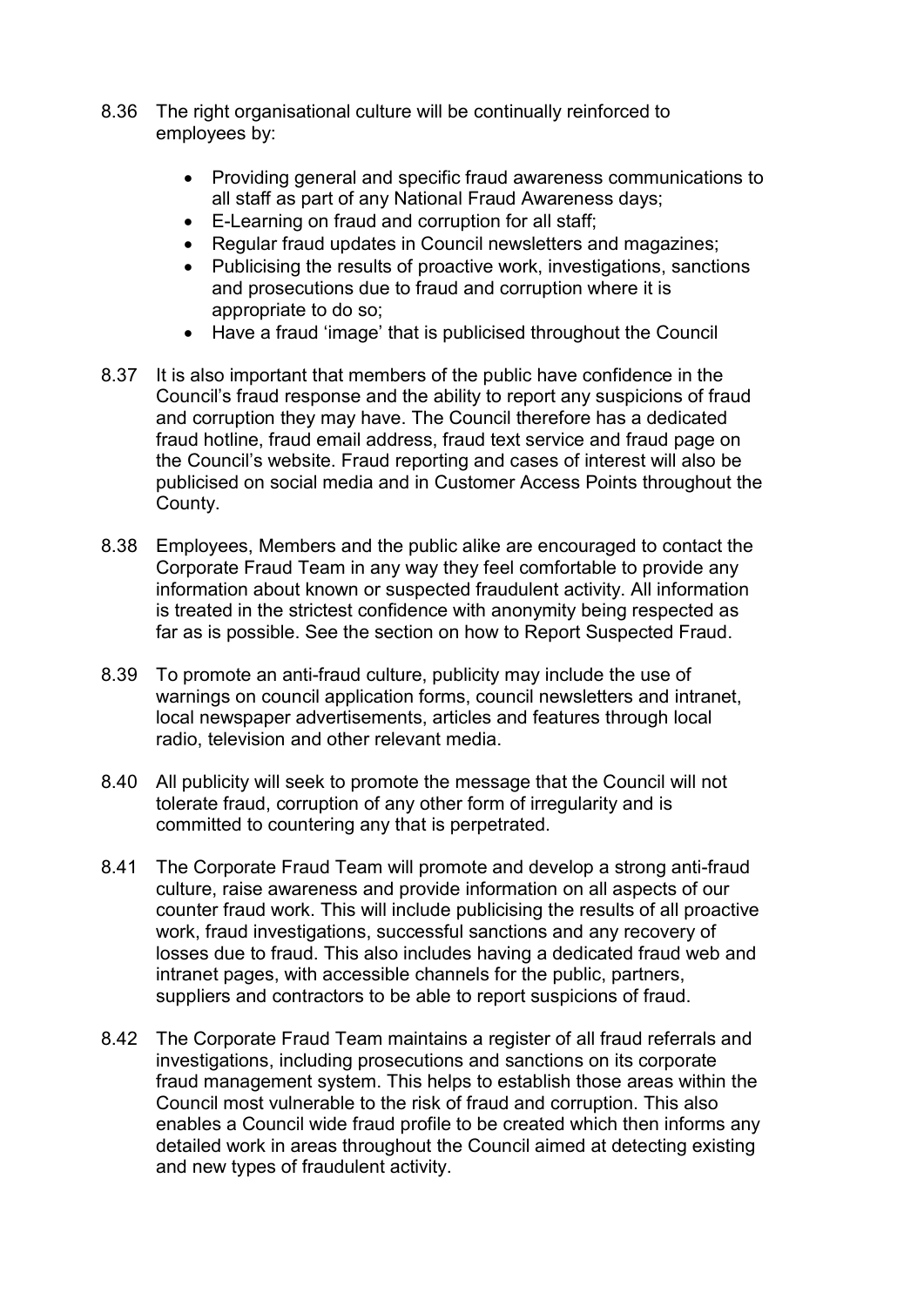8.36 The right organisational culture will be continually reinforced to employees by:

- Providing general and specific fraud awareness communications to all staff as part of any National Fraud Awareness days;
- E-Learning on fraud and corruption for all staff;
- Regular fraud updates in Council newsletters and magazines;
- Publicising the results of proactive work, investigations, sanctions and prosecutions due to fraud and corruption where it is appropriate to do so;
- Have a fraud 'image' that is publicised throughout the Council

8.37 It is also important that members of the public have confidence in the Council's fraud response and the ability to report any suspicions of fraud and corruption they may have. The Council therefore has a dedicated fraud hotline, fraud email address, fraud text service and fraud page on the Council's website. Fraud reporting and cases of interest will also be publicised on social media and in Customer Access Points throughout the County.

8.38 Employees, Members and the public alike are encouraged to contact the Corporate Fraud Team in any way they feel comfortable to provide any information about known or suspected fraudulent activity. All information is treated in the strictest confidence with anonymity being respected as far as is possible. See the section on how to Report Suspected Fraud.

8.39 To promote an anti-fraud culture, publicity may include the use of warnings on council application forms, council newsletters and intranet, local newspaper advertisements, articles and features through local radio, television and other relevant media.

8.40 All publicity will seek to promote the message that the Council will not tolerate fraud, corruption of any other form of irregularity and is committed to countering any that is perpetrated.

8.41 The Corporate Fraud Team will promote and develop a strong anti-fraud culture, raise awareness and provide information on all aspects of our counter fraud work. This will include publicising the results of all proactive work, fraud investigations, successful sanctions and any recovery of losses due to fraud. This also includes having a dedicated fraud web and intranet pages, with accessible channels for the public, partners, suppliers and contractors to be able to report suspicions of fraud.

8.42 The Corporate Fraud Team maintains a register of all fraud referrals and investigations, including prosecutions and sanctions on its corporate fraud management system. This helps to establish those areas within the Council most vulnerable to the risk of fraud and corruption. This also enables a Council wide fraud profile to be created which then informs any detailed work in areas throughout the Council aimed at detecting existing and new types of fraudulent activity.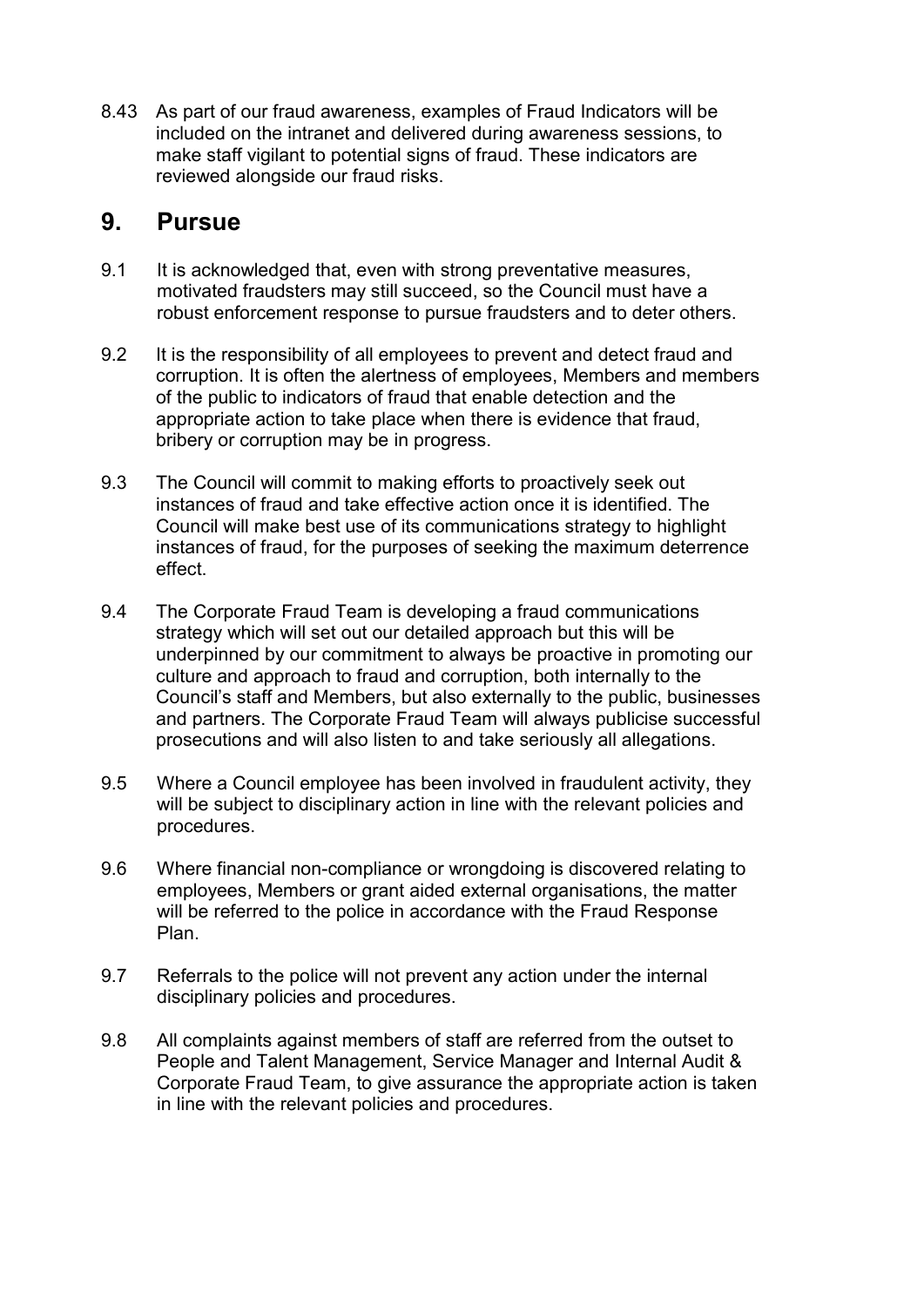8.43 As part of our fraud awareness, examples of Fraud Indicators will be included on the intranet and delivered during awareness sessions, to make staff vigilant to potential signs of fraud. These indicators are reviewed alongside our fraud risks.

## 9. Pursue

9.1 It is acknowledged that, even with strong preventative measures, motivated fraudsters may still succeed, so the Council must have a robust enforcement response to pursue fraudsters and to deter others.

9.2 It is the responsibility of all employees to prevent and detect fraud and corruption. It is often the alertness of employees, Members and members of the public to indicators of fraud that enable detection and the appropriate action to take place when there is evidence that fraud, bribery or corruption may be in progress.

9.3 The Council will commit to making efforts to proactively seek out instances of fraud and take effective action once it is identified. The Council will make best use of its communications strategy to highlight instances of fraud, for the purposes of seeking the maximum deterrence effect.

9.4 The Corporate Fraud Team is developing a fraud communications strategy which will set out our detailed approach but this will be underpinned by our commitment to always be proactive in promoting our culture and approach to fraud and corruption, both internally to the Council's staff and Members, but also externally to the public, businesses and partners. The Corporate Fraud Team will always publicise successful prosecutions and will also listen to and take seriously all allegations.

9.5 Where a Council employee has been involved in fraudulent activity, they will be subject to disciplinary action in line with the relevant policies and procedures.

9.6 Where financial non-compliance or wrongdoing is discovered relating to employees, Members or grant aided external organisations, the matter will be referred to the police in accordance with the Fraud Response Plan.

9.7 Referrals to the police will not prevent any action under the internal disciplinary policies and procedures.

9.8 All complaints against members of staff are referred from the outset to People and Talent Management, Service Manager and Internal Audit & Corporate Fraud Team, to give assurance the appropriate action is taken in line with the relevant policies and procedures.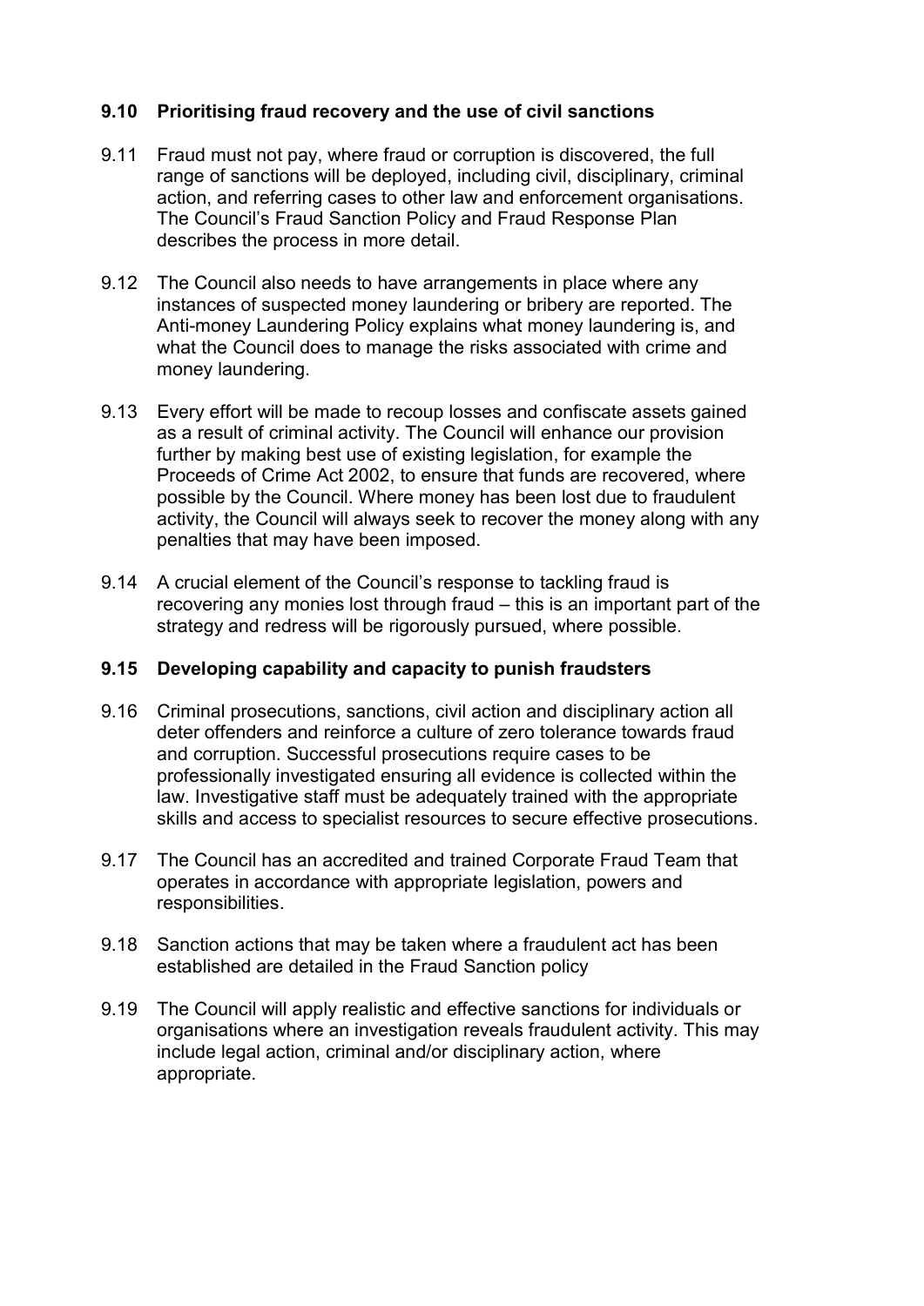### 9.10 Prioritising fraud recovery and the use of civil sanctions

9.11 Fraud must not pay, where fraud or corruption is discovered, the full range of sanctions will be deployed, including civil, disciplinary, criminal action, and referring cases to other law and enforcement organisations. The Council's Fraud Sanction Policy and Fraud Response Plan describes the process in more detail.

9.12 The Council also needs to have arrangements in place where any instances of suspected money laundering or bribery are reported. The Anti-money Laundering Policy explains what money laundering is, and what the Council does to manage the risks associated with crime and money laundering.

9.13 Every effort will be made to recoup losses and confiscate assets gained as a result of criminal activity. The Council will enhance our provision further by making best use of existing legislation, for example the Proceeds of Crime Act 2002, to ensure that funds are recovered, where possible by the Council. Where money has been lost due to fraudulent activity, the Council will always seek to recover the money along with any penalties that may have been imposed.

9.14 A crucial element of the Council's response to tackling fraud is recovering any monies lost through fraud – this is an important part of the strategy and redress will be rigorously pursued, where possible.

### 9.15 Developing capability and capacity to punish fraudsters

9.16 Criminal prosecutions, sanctions, civil action and disciplinary action all deter offenders and reinforce a culture of zero tolerance towards fraud and corruption. Successful prosecutions require cases to be professionally investigated ensuring all evidence is collected within the law. Investigative staff must be adequately trained with the appropriate skills and access to specialist resources to secure effective prosecutions.

9.17 The Council has an accredited and trained Corporate Fraud Team that operates in accordance with appropriate legislation, powers and responsibilities.

9.18 Sanction actions that may be taken where a fraudulent act has been established are detailed in the Fraud Sanction policy

9.19 The Council will apply realistic and effective sanctions for individuals or organisations where an investigation reveals fraudulent activity. This may include legal action, criminal and/or disciplinary action, where appropriate.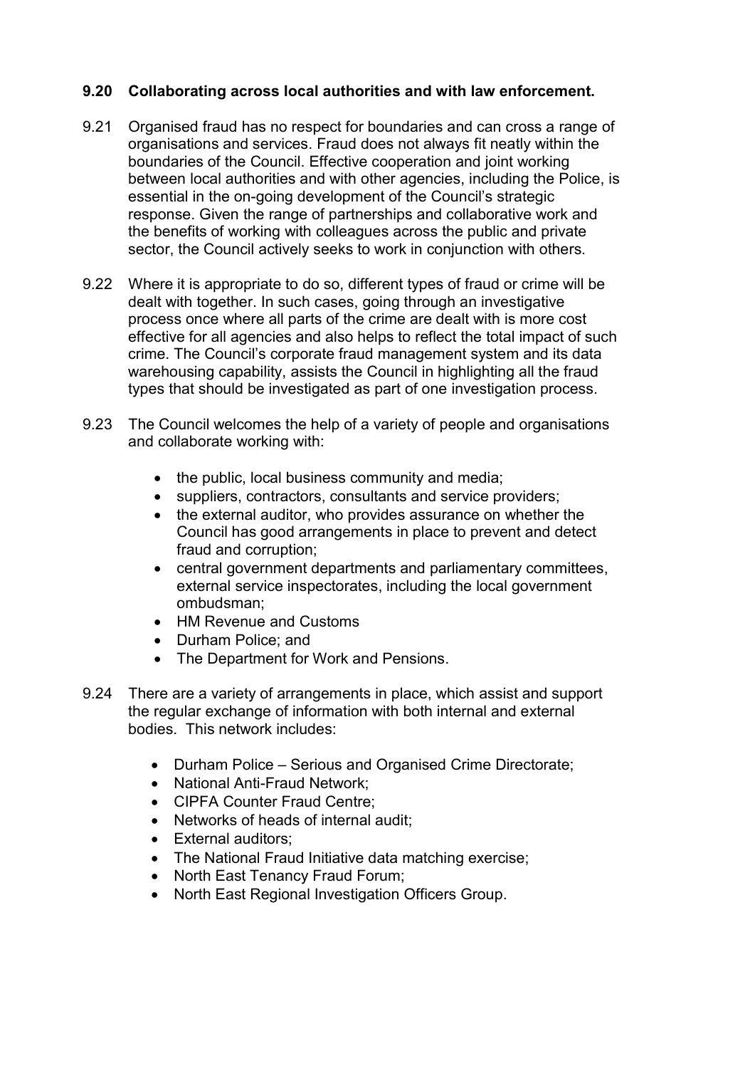### 9.20 Collaborating across local authorities and with law enforcement.

9.21 Organised fraud has no respect for boundaries and can cross a range of organisations and services. Fraud does not always fit neatly within the boundaries of the Council. Effective cooperation and joint working between local authorities and with other agencies, including the Police, is essential in the on-going development of the Council's strategic response. Given the range of partnerships and collaborative work and the benefits of working with colleagues across the public and private sector, the Council actively seeks to work in conjunction with others.

9.22 Where it is appropriate to do so, different types of fraud or crime will be dealt with together. In such cases, going through an investigative process once where all parts of the crime are dealt with is more cost effective for all agencies and also helps to reflect the total impact of such crime. The Council's corporate fraud management system and its data warehousing capability, assists the Council in highlighting all the fraud types that should be investigated as part of one investigation process.

9.23 The Council welcomes the help of a variety of people and organisations and collaborate working with:

- the public, local business community and media;
- suppliers, contractors, consultants and service providers;
- the external auditor, who provides assurance on whether the Council has good arrangements in place to prevent and detect fraud and corruption;
- central government departments and parliamentary committees, external service inspectorates, including the local government ombudsman;
- HM Revenue and Customs
- Durham Police; and
- The Department for Work and Pensions.

9.24 There are a variety of arrangements in place, which assist and support the regular exchange of information with both internal and external bodies. This network includes:

- Durham Police – Serious and Organised Crime Directorate;
- National Anti-Fraud Network;
- CIPFA Counter Fraud Centre;
- Networks of heads of internal audit;
- External auditors;
- The National Fraud Initiative data matching exercise;
- North East Tenancy Fraud Forum;
- North East Regional Investigation Officers Group.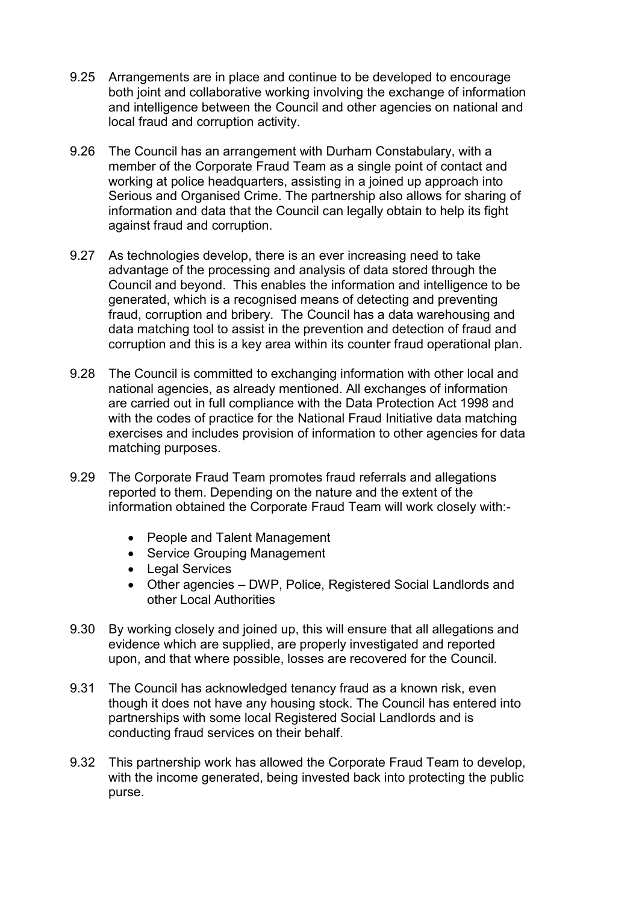9.25 Arrangements are in place and continue to be developed to encourage both joint and collaborative working involving the exchange of information and intelligence between the Council and other agencies on national and local fraud and corruption activity.

9.26 The Council has an arrangement with Durham Constabulary, with a member of the Corporate Fraud Team as a single point of contact and working at police headquarters, assisting in a joined up approach into Serious and Organised Crime. The partnership also allows for sharing of information and data that the Council can legally obtain to help its fight against fraud and corruption.

9.27 As technologies develop, there is an ever increasing need to take advantage of the processing and analysis of data stored through the Council and beyond. This enables the information and intelligence to be generated, which is a recognised means of detecting and preventing fraud, corruption and bribery. The Council has a data warehousing and data matching tool to assist in the prevention and detection of fraud and corruption and this is a key area within its counter fraud operational plan.

9.28 The Council is committed to exchanging information with other local and national agencies, as already mentioned. All exchanges of information are carried out in full compliance with the Data Protection Act 1998 and with the codes of practice for the National Fraud Initiative data matching exercises and includes provision of information to other agencies for data matching purposes.

9.29 The Corporate Fraud Team promotes fraud referrals and allegations reported to them. Depending on the nature and the extent of the information obtained the Corporate Fraud Team will work closely with:-

- People and Talent Management
- Service Grouping Management
- Legal Services
- Other agencies – DWP, Police, Registered Social Landlords and other Local Authorities

9.30 By working closely and joined up, this will ensure that all allegations and evidence which are supplied, are properly investigated and reported upon, and that where possible, losses are recovered for the Council.

9.31 The Council has acknowledged tenancy fraud as a known risk, even though it does not have any housing stock. The Council has entered into partnerships with some local Registered Social Landlords and is conducting fraud services on their behalf.

9.32 This partnership work has allowed the Corporate Fraud Team to develop, with the income generated, being invested back into protecting the public purse.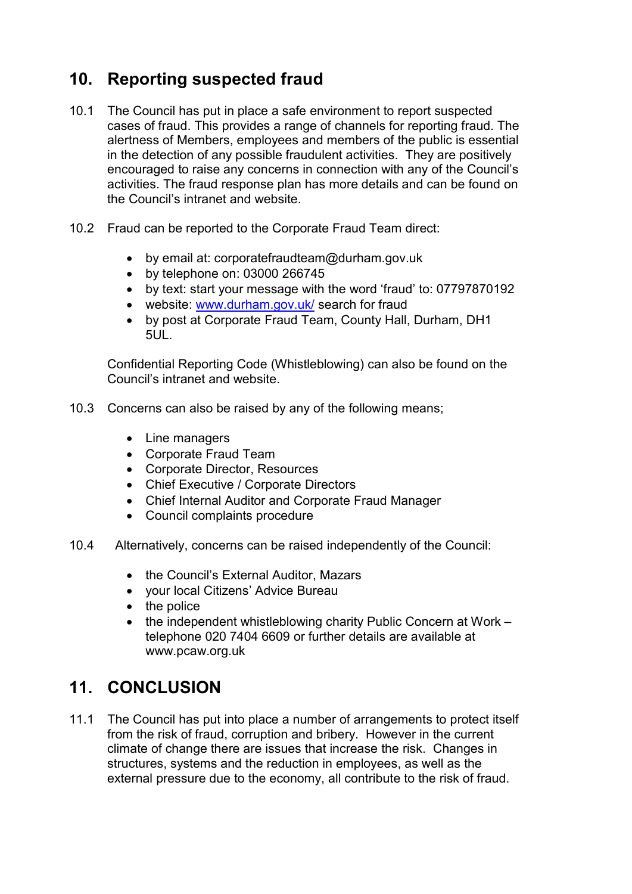## 10. Reporting suspected fraud

10.1 The Council has put in place a safe environment to report suspected cases of fraud. This provides a range of channels for reporting fraud. The alertness of Members, employees and members of the public is essential in the detection of any possible fraudulent activities. They are positively encouraged to raise any concerns in connection with any of the Council's activities. The fraud response plan has more details and can be found on the Council's intranet and website.

10.2 Fraud can be reported to the Corporate Fraud Team direct:

- by email at: corporatefraudteam@durham.gov.uk
- by telephone on: 03000 266745
- by text: start your message with the word 'fraud' to: 07797870192
- website: [www.durham.gov.uk/](www.durham.gov.uk/) search for fraud
- by post at Corporate Fraud Team, County Hall, Durham, DH1 5UL.

Confidential Reporting Code (Whistleblowing) can also be found on the Council's intranet and website.

10.3 Concerns can also be raised by any of the following means;

- Line managers
- Corporate Fraud Team
- Corporate Director, Resources
- Chief Executive / Corporate Directors
- Chief Internal Auditor and Corporate Fraud Manager
- Council complaints procedure

10.4 Alternatively, concerns can be raised independently of the Council:

- the Council's External Auditor, Mazars
- your local Citizens' Advice Bureau
- the police
- the independent whistleblowing charity Public Concern at Work – telephone 020 7404 6609 or further details are available at www.pcaw.org.uk

## 11. CONCLUSION

11.1 The Council has put into place a number of arrangements to protect itself from the risk of fraud, corruption and bribery. However in the current climate of change there are issues that increase the risk. Changes in structures, systems and the reduction in employees, as well as the external pressure due to the economy, all contribute to the risk of fraud.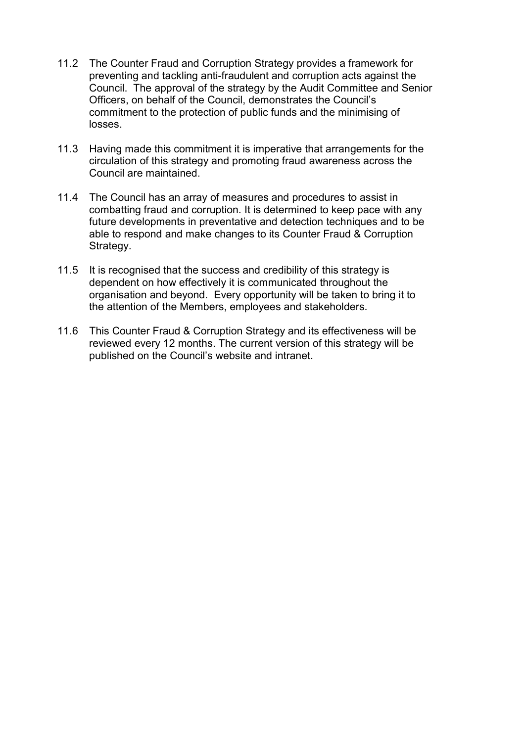11.2 The Counter Fraud and Corruption Strategy provides a framework for preventing and tackling anti-fraudulent and corruption acts against the Council. The approval of the strategy by the Audit Committee and Senior Officers, on behalf of the Council, demonstrates the Council's commitment to the protection of public funds and the minimising of losses.

11.3 Having made this commitment it is imperative that arrangements for the circulation of this strategy and promoting fraud awareness across the Council are maintained.

11.4 The Council has an array of measures and procedures to assist in combatting fraud and corruption. It is determined to keep pace with any future developments in preventative and detection techniques and to be able to respond and make changes to its Counter Fraud & Corruption Strategy.

11.5 It is recognised that the success and credibility of this strategy is dependent on how effectively it is communicated throughout the organisation and beyond. Every opportunity will be taken to bring it to the attention of the Members, employees and stakeholders.

11.6 This Counter Fraud & Corruption Strategy and its effectiveness will be reviewed every 12 months. The current version of this strategy will be published on the Council's website and intranet.